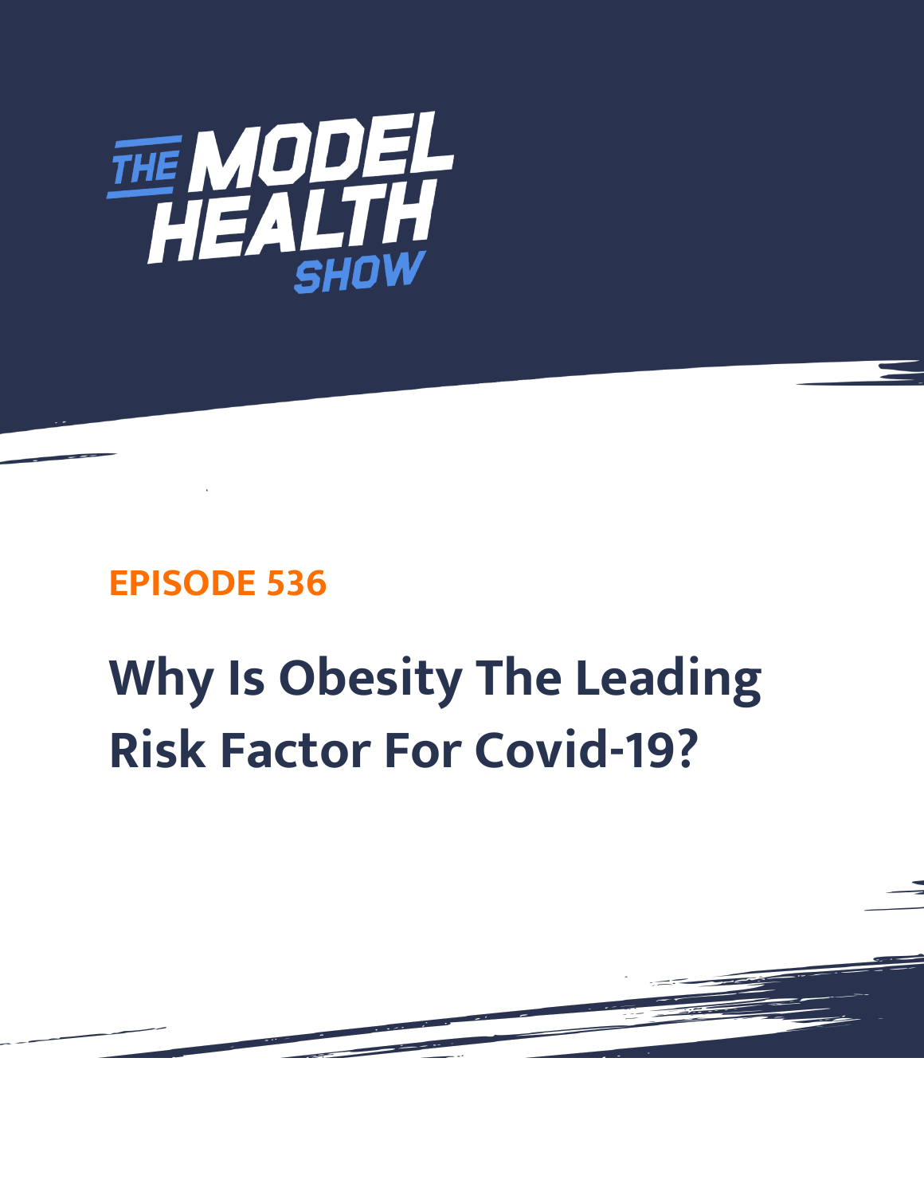THE MODEL HEALTH SHOW

EPISODE 536

# Why Is Obesity The Leading Risk Factor For Covid-19?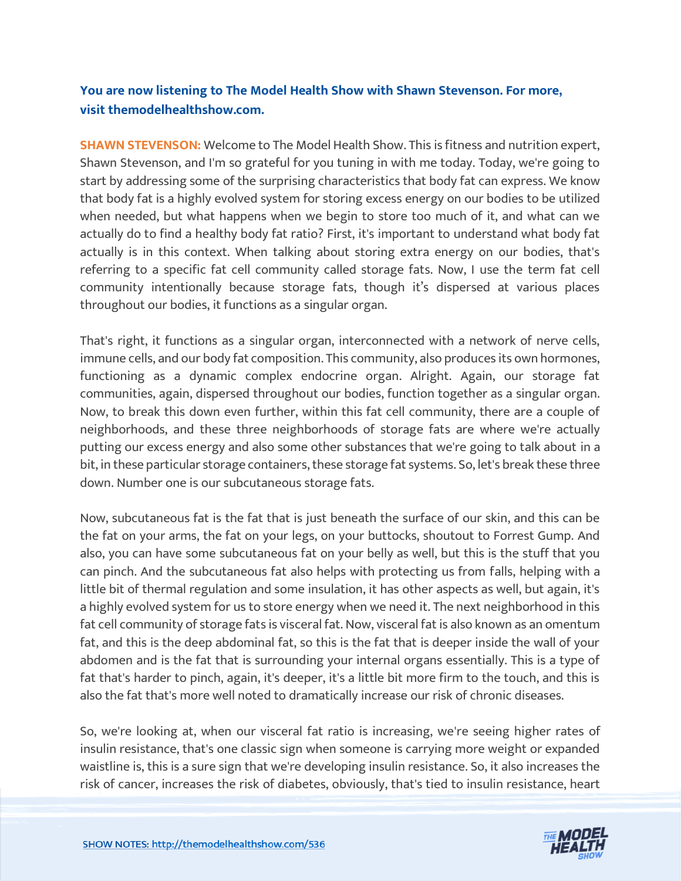**You are now listening to The Model Health Show with Shawn Stevenson. For more, visit themodelhealthshow.com.**

**SHAWN STEVENSON:** Welcome to The Model Health Show. This is fitness and nutrition expert, Shawn Stevenson, and I'm so grateful for you tuning in with me today. Today, we're going to start by addressing some of the surprising characteristics that body fat can express. We know that body fat is a highly evolved system for storing excess energy on our bodies to be utilized when needed, but what happens when we begin to store too much of it, and what can we actually do to find a healthy body fat ratio? First, it's important to understand what body fat actually is in this context. When talking about storing extra energy on our bodies, that's referring to a specific fat cell community called storage fats. Now, I use the term fat cell community intentionally because storage fats, though it's dispersed at various places throughout our bodies, it functions as a singular organ.

That's right, it functions as a singular organ, interconnected with a network of nerve cells, immune cells, and our body fat composition. This community, also produces its own hormones, functioning as a dynamic complex endocrine organ. Alright. Again, our storage fat communities, again, dispersed throughout our bodies, function together as a singular organ. Now, to break this down even further, within this fat cell community, there are a couple of neighborhoods, and these three neighborhoods of storage fats are where we're actually putting our excess energy and also some other substances that we're going to talk about in a bit, in these particular storage containers, these storage fat systems. So, let's break these three down. Number one is our subcutaneous storage fats.

Now, subcutaneous fat is the fat that is just beneath the surface of our skin, and this can be the fat on your arms, the fat on your legs, on your buttocks, shoutout to Forrest Gump. And also, you can have some subcutaneous fat on your belly as well, but this is the stuff that you can pinch. And the subcutaneous fat also helps with protecting us from falls, helping with a little bit of thermal regulation and some insulation, it has other aspects as well, but again, it's a highly evolved system for us to store energy when we need it. The next neighborhood in this fat cell community of storage fats is visceral fat. Now, visceral fat is also known as an omentum fat, and this is the deep abdominal fat, so this is the fat that is deeper inside the wall of your abdomen and is the fat that is surrounding your internal organs essentially. This is a type of fat that's harder to pinch, again, it's deeper, it's a little bit more firm to the touch, and this is also the fat that's more well noted to dramatically increase our risk of chronic diseases.

So, we're looking at, when our visceral fat ratio is increasing, we're seeing higher rates of insulin resistance, that's one classic sign when someone is carrying more weight or expanded waistline is, this is a sure sign that we're developing insulin resistance. So, it also increases the risk of cancer, increases the risk of diabetes, obviously, that's tied to insulin resistance, heart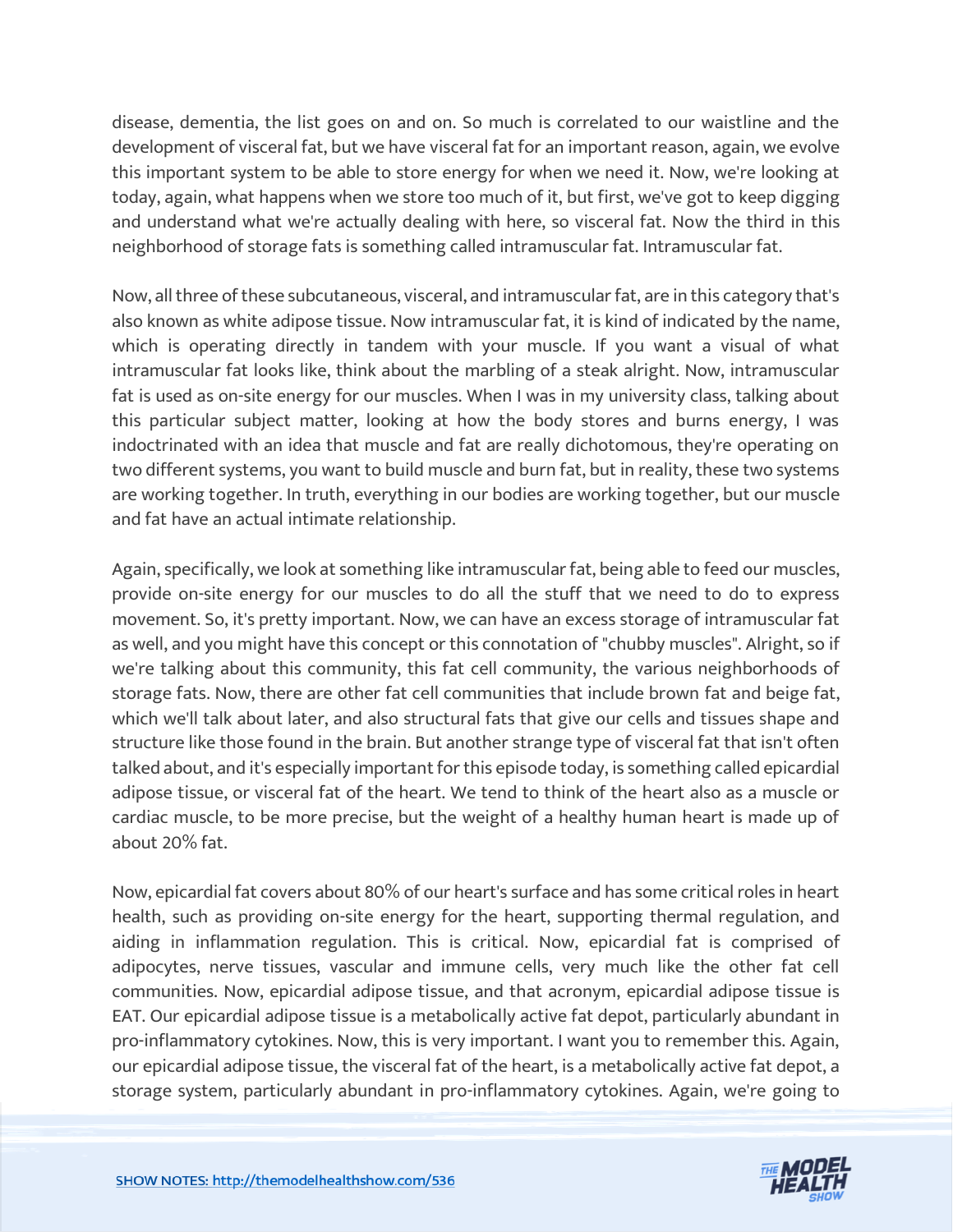disease, dementia, the list goes on and on. So much is correlated to our waistline and the development of visceral fat, but we have visceral fat for an important reason, again, we evolve this important system to be able to store energy for when we need it. Now, we're looking at today, again, what happens when we store too much of it, but first, we've got to keep digging and understand what we're actually dealing with here, so visceral fat. Now the third in this neighborhood of storage fats is something called intramuscular fat. Intramuscular fat.

Now, all three of these subcutaneous, visceral, and intramuscular fat, are in this category that's also known as white adipose tissue. Now intramuscular fat, it is kind of indicated by the name, which is operating directly in tandem with your muscle. If you want a visual of what intramuscular fat looks like, think about the marbling of a steak alright. Now, intramuscular fat is used as on-site energy for our muscles. When I was in my university class, talking about this particular subject matter, looking at how the body stores and burns energy, I was indoctrinated with an idea that muscle and fat are really dichotomous, they're operating on two different systems, you want to build muscle and burn fat, but in reality, these two systems are working together. In truth, everything in our bodies are working together, but our muscle and fat have an actual intimate relationship.

Again, specifically, we look at something like intramuscular fat, being able to feed our muscles, provide on-site energy for our muscles to do all the stuff that we need to do to express movement. So, it's pretty important. Now, we can have an excess storage of intramuscular fat as well, and you might have this concept or this connotation of "chubby muscles". Alright, so if we're talking about this community, this fat cell community, the various neighborhoods of storage fats. Now, there are other fat cell communities that include brown fat and beige fat, which we'll talk about later, and also structural fats that give our cells and tissues shape and structure like those found in the brain. But another strange type of visceral fat that isn't often talked about, and it's especially important for this episode today, is something called epicardial adipose tissue, or visceral fat of the heart. We tend to think of the heart also as a muscle or cardiac muscle, to be more precise, but the weight of a healthy human heart is made up of about 20% fat.

Now, epicardial fat covers about 80% of our heart's surface and has some critical roles in heart health, such as providing on-site energy for the heart, supporting thermal regulation, and aiding in inflammation regulation. This is critical. Now, epicardial fat is comprised of adipocytes, nerve tissues, vascular and immune cells, very much like the other fat cell communities. Now, epicardial adipose tissue, and that acronym, epicardial adipose tissue is EAT. Our epicardial adipose tissue is a metabolically active fat depot, particularly abundant in pro-inflammatory cytokines. Now, this is very important. I want you to remember this. Again, our epicardial adipose tissue, the visceral fat of the heart, is a metabolically active fat depot, a storage system, particularly abundant in pro-inflammatory cytokines. Again, we're going to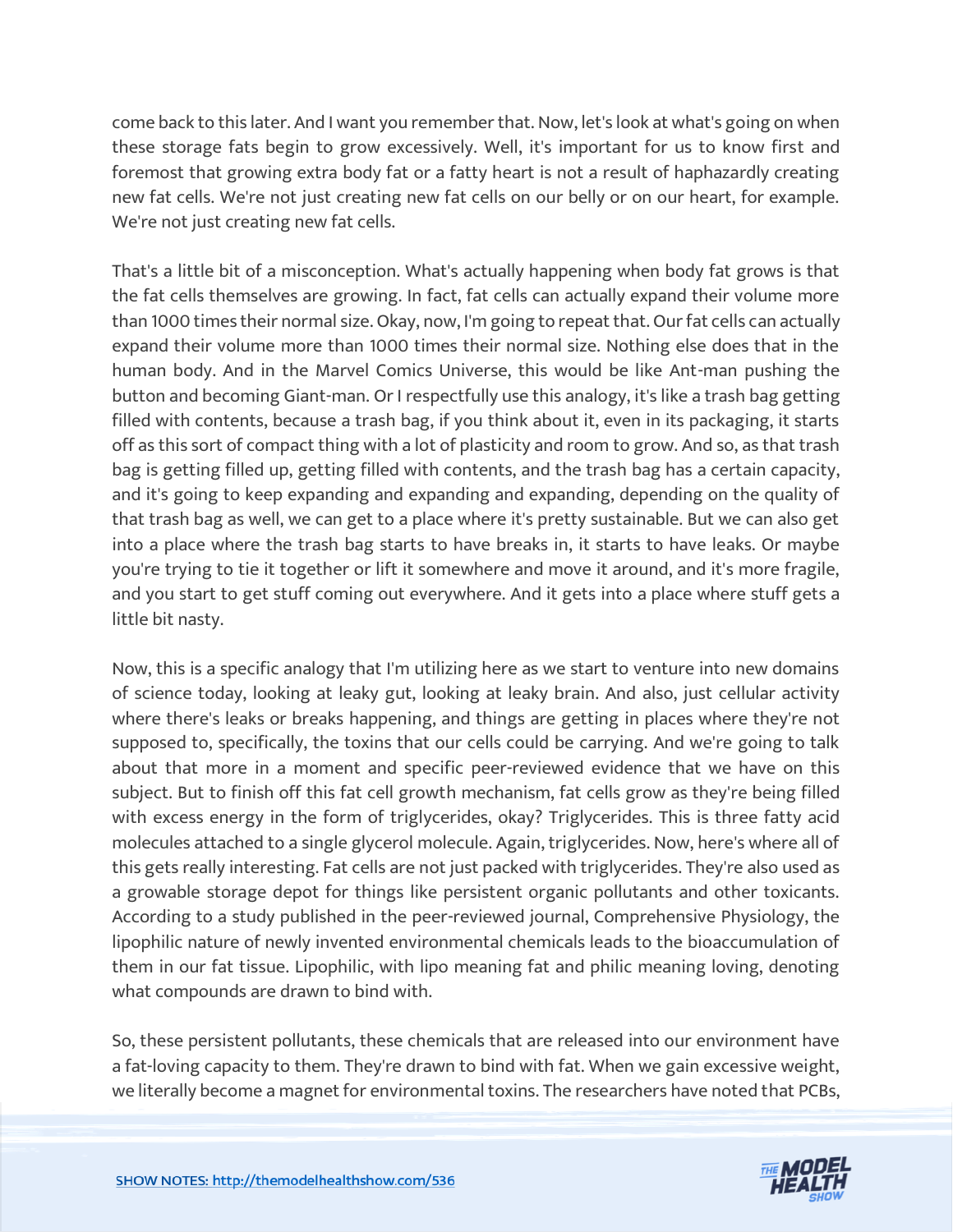come back to this later. And I want you remember that. Now, let's look at what's going on when these storage fats begin to grow excessively. Well, it's important for us to know first and foremost that growing extra body fat or a fatty heart is not a result of haphazardly creating new fat cells. We're not just creating new fat cells on our belly or on our heart, for example. We're not just creating new fat cells.

That's a little bit of a misconception. What's actually happening when body fat grows is that the fat cells themselves are growing. In fact, fat cells can actually expand their volume more than 1000 times their normal size. Okay, now, I'm going to repeat that. Our fat cells can actually expand their volume more than 1000 times their normal size. Nothing else does that in the human body. And in the Marvel Comics Universe, this would be like Ant-man pushing the button and becoming Giant-man. Or I respectfully use this analogy, it's like a trash bag getting filled with contents, because a trash bag, if you think about it, even in its packaging, it starts off as this sort of compact thing with a lot of plasticity and room to grow. And so, as that trash bag is getting filled up, getting filled with contents, and the trash bag has a certain capacity, and it's going to keep expanding and expanding and expanding, depending on the quality of that trash bag as well, we can get to a place where it's pretty sustainable. But we can also get into a place where the trash bag starts to have breaks in, it starts to have leaks. Or maybe you're trying to tie it together or lift it somewhere and move it around, and it's more fragile, and you start to get stuff coming out everywhere. And it gets into a place where stuff gets a little bit nasty.

Now, this is a specific analogy that I'm utilizing here as we start to venture into new domains of science today, looking at leaky gut, looking at leaky brain. And also, just cellular activity where there's leaks or breaks happening, and things are getting in places where they're not supposed to, specifically, the toxins that our cells could be carrying. And we're going to talk about that more in a moment and specific peer-reviewed evidence that we have on this subject. But to finish off this fat cell growth mechanism, fat cells grow as they're being filled with excess energy in the form of triglycerides, okay? Triglycerides. This is three fatty acid molecules attached to a single glycerol molecule. Again, triglycerides. Now, here's where all of this gets really interesting. Fat cells are not just packed with triglycerides. They're also used as a growable storage depot for things like persistent organic pollutants and other toxicants. According to a study published in the peer-reviewed journal, Comprehensive Physiology, the lipophilic nature of newly invented environmental chemicals leads to the bioaccumulation of them in our fat tissue. Lipophilic, with lipo meaning fat and philic meaning loving, denoting what compounds are drawn to bind with.

So, these persistent pollutants, these chemicals that are released into our environment have a fat-loving capacity to them. They're drawn to bind with fat. When we gain excessive weight, we literally become a magnet for environmental toxins. The researchers have noted that PCBs,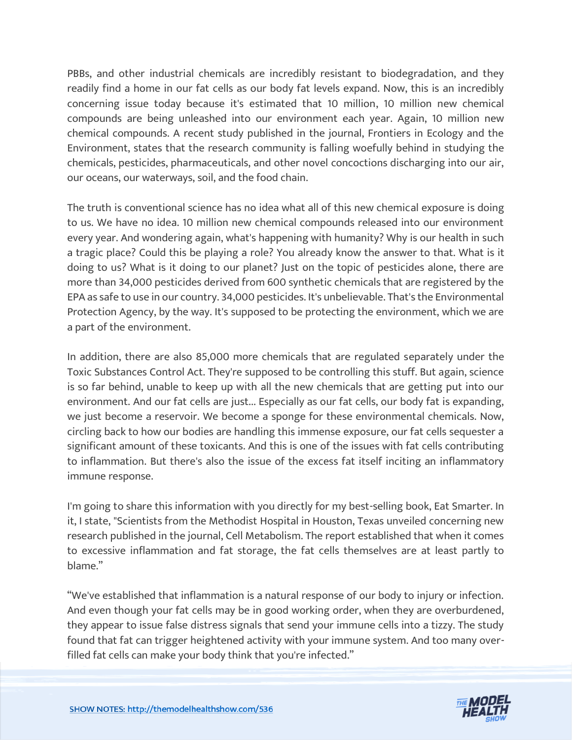PBBs, and other industrial chemicals are incredibly resistant to biodegradation, and they readily find a home in our fat cells as our body fat levels expand. Now, this is an incredibly concerning issue today because it's estimated that 10 million, 10 million new chemical compounds are being unleashed into our environment each year. Again, 10 million new chemical compounds. A recent study published in the journal, Frontiers in Ecology and the Environment, states that the research community is falling woefully behind in studying the chemicals, pesticides, pharmaceuticals, and other novel concoctions discharging into our air, our oceans, our waterways, soil, and the food chain.

The truth is conventional science has no idea what all of this new chemical exposure is doing to us. We have no idea. 10 million new chemical compounds released into our environment every year. And wondering again, what's happening with humanity? Why is our health in such a tragic place? Could this be playing a role? You already know the answer to that. What is it doing to us? What is it doing to our planet? Just on the topic of pesticides alone, there are more than 34,000 pesticides derived from 600 synthetic chemicals that are registered by the EPA as safe to use in our country. 34,000 pesticides. It's unbelievable. That's the Environmental Protection Agency, by the way. It's supposed to be protecting the environment, which we are a part of the environment.

In addition, there are also 85,000 more chemicals that are regulated separately under the Toxic Substances Control Act. They're supposed to be controlling this stuff. But again, science is so far behind, unable to keep up with all the new chemicals that are getting put into our environment. And our fat cells are just... Especially as our fat cells, our body fat is expanding, we just become a reservoir. We become a sponge for these environmental chemicals. Now, circling back to how our bodies are handling this immense exposure, our fat cells sequester a significant amount of these toxicants. And this is one of the issues with fat cells contributing to inflammation. But there's also the issue of the excess fat itself inciting an inflammatory immune response.

I'm going to share this information with you directly for my best-selling book, Eat Smarter. In it, I state, "Scientists from the Methodist Hospital in Houston, Texas unveiled concerning new research published in the journal, Cell Metabolism. The report established that when it comes to excessive inflammation and fat storage, the fat cells themselves are at least partly to blame."

"We've established that inflammation is a natural response of our body to injury or infection. And even though your fat cells may be in good working order, when they are overburdened, they appear to issue false distress signals that send your immune cells into a tizzy. The study found that fat can trigger heightened activity with your immune system. And too many over-filled fat cells can make your body think that you're infected."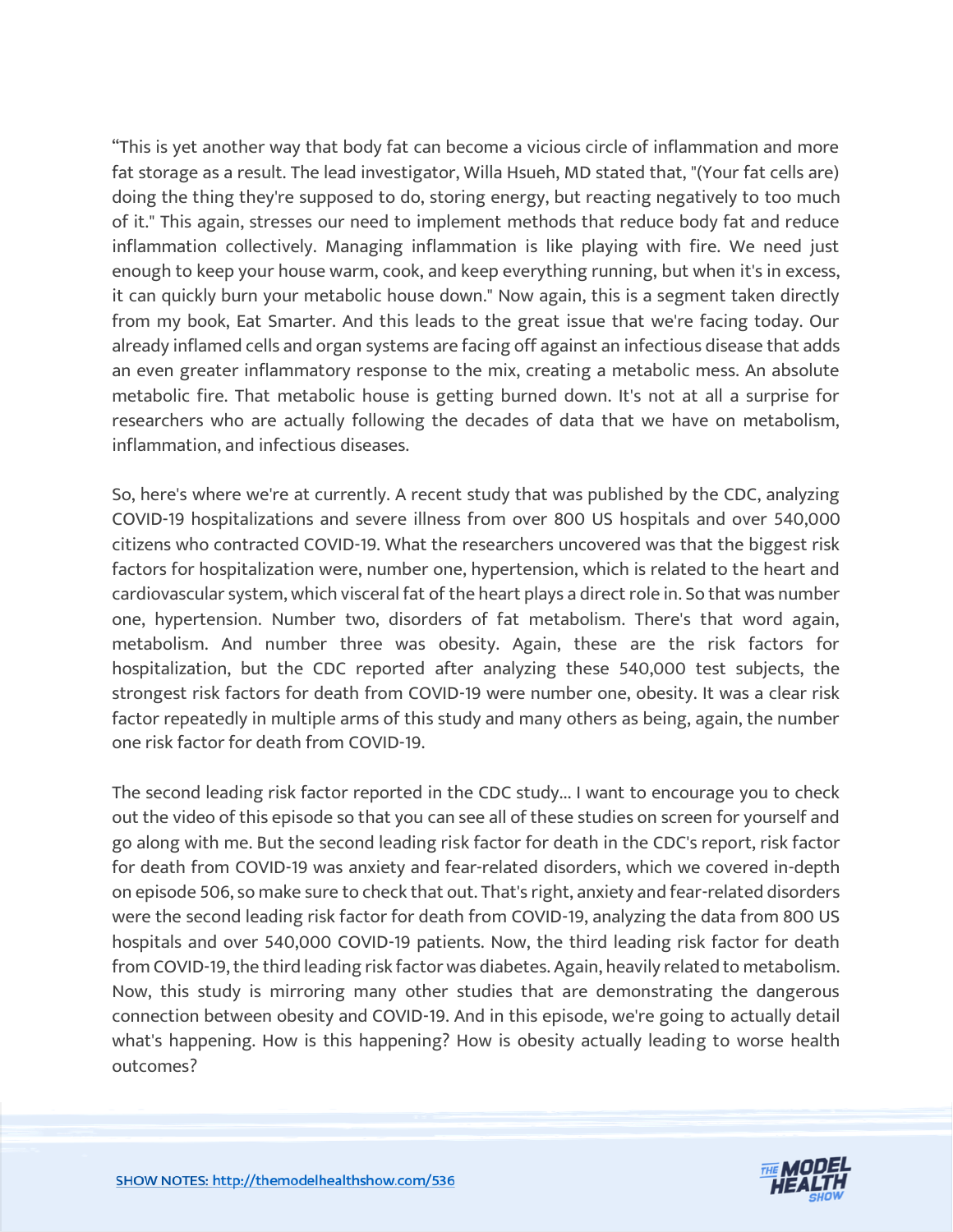“This is yet another way that body fat can become a vicious circle of inflammation and more fat storage as a result. The lead investigator, Willa Hsueh, MD stated that, "(Your fat cells are) doing the thing they're supposed to do, storing energy, but reacting negatively to too much of it." This again, stresses our need to implement methods that reduce body fat and reduce inflammation collectively. Managing inflammation is like playing with fire. We need just enough to keep your house warm, cook, and keep everything running, but when it's in excess, it can quickly burn your metabolic house down." Now again, this is a segment taken directly from my book, Eat Smarter. And this leads to the great issue that we're facing today. Our already inflamed cells and organ systems are facing off against an infectious disease that adds an even greater inflammatory response to the mix, creating a metabolic mess. An absolute metabolic fire. That metabolic house is getting burned down. It's not at all a surprise for researchers who are actually following the decades of data that we have on metabolism, inflammation, and infectious diseases.

So, here's where we're at currently. A recent study that was published by the CDC, analyzing COVID-19 hospitalizations and severe illness from over 800 US hospitals and over 540,000 citizens who contracted COVID-19. What the researchers uncovered was that the biggest risk factors for hospitalization were, number one, hypertension, which is related to the heart and cardiovascular system, which visceral fat of the heart plays a direct role in. So that was number one, hypertension. Number two, disorders of fat metabolism. There's that word again, metabolism. And number three was obesity. Again, these are the risk factors for hospitalization, but the CDC reported after analyzing these 540,000 test subjects, the strongest risk factors for death from COVID-19 were number one, obesity. It was a clear risk factor repeatedly in multiple arms of this study and many others as being, again, the number one risk factor for death from COVID-19.

The second leading risk factor reported in the CDC study... I want to encourage you to check out the video of this episode so that you can see all of these studies on screen for yourself and go along with me. But the second leading risk factor for death in the CDC's report, risk factor for death from COVID-19 was anxiety and fear-related disorders, which we covered in-depth on episode 506, so make sure to check that out. That's right, anxiety and fear-related disorders were the second leading risk factor for death from COVID-19, analyzing the data from 800 US hospitals and over 540,000 COVID-19 patients. Now, the third leading risk factor for death from COVID-19, the third leading risk factor was diabetes. Again, heavily related to metabolism. Now, this study is mirroring many other studies that are demonstrating the dangerous connection between obesity and COVID-19. And in this episode, we're going to actually detail what's happening. How is this happening? How is obesity actually leading to worse health outcomes?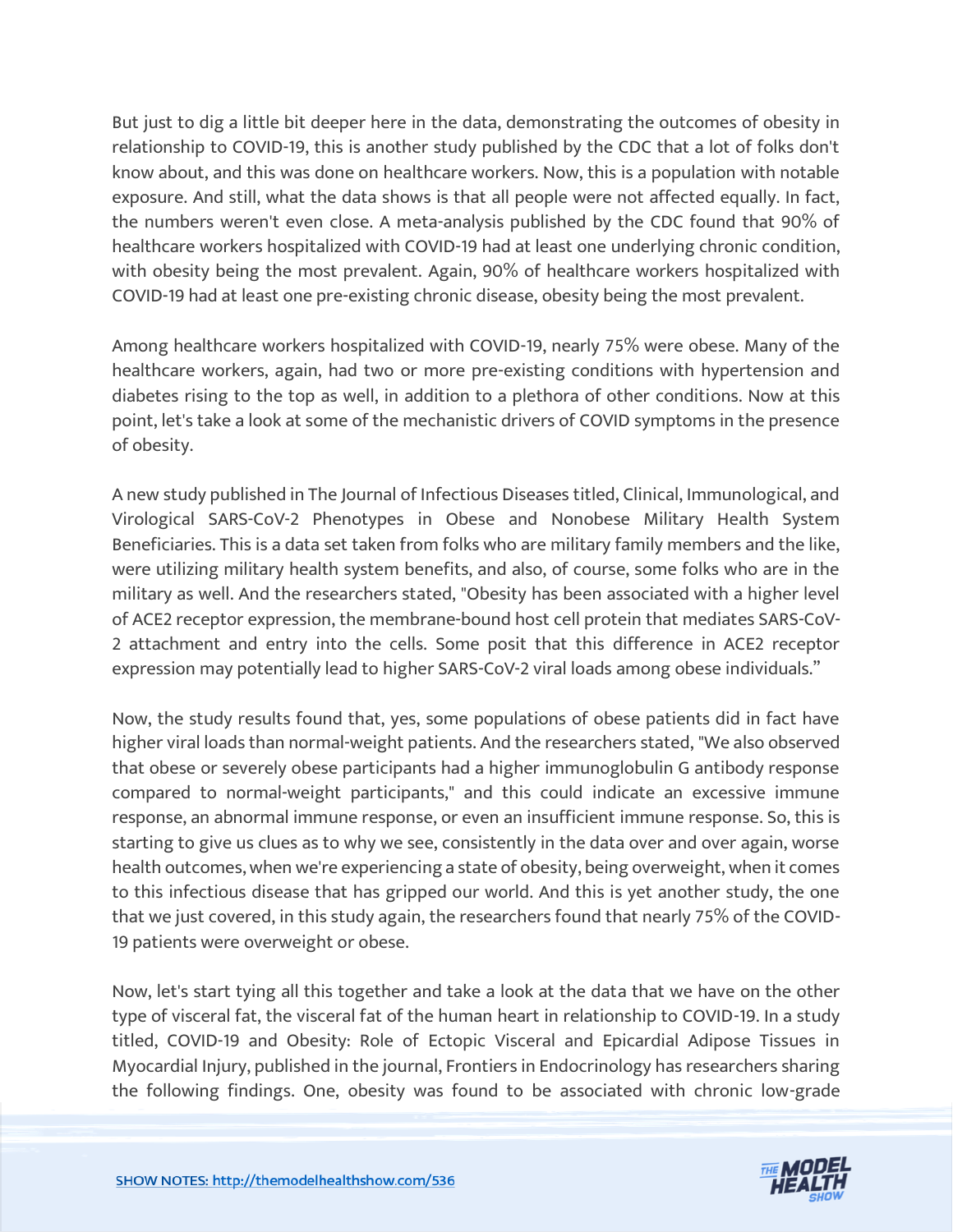But just to dig a little bit deeper here in the data, demonstrating the outcomes of obesity in relationship to COVID-19, this is another study published by the CDC that a lot of folks don't know about, and this was done on healthcare workers. Now, this is a population with notable exposure. And still, what the data shows is that all people were not affected equally. In fact, the numbers weren't even close. A meta-analysis published by the CDC found that 90% of healthcare workers hospitalized with COVID-19 had at least one underlying chronic condition, with obesity being the most prevalent. Again, 90% of healthcare workers hospitalized with COVID-19 had at least one pre-existing chronic disease, obesity being the most prevalent.

Among healthcare workers hospitalized with COVID-19, nearly 75% were obese. Many of the healthcare workers, again, had two or more pre-existing conditions with hypertension and diabetes rising to the top as well, in addition to a plethora of other conditions. Now at this point, let's take a look at some of the mechanistic drivers of COVID symptoms in the presence of obesity.

A new study published in The Journal of Infectious Diseases titled, Clinical, Immunological, and Virological SARS-CoV-2 Phenotypes in Obese and Nonobese Military Health System Beneficiaries. This is a data set taken from folks who are military family members and the like, were utilizing military health system benefits, and also, of course, some folks who are in the military as well. And the researchers stated, "Obesity has been associated with a higher level of ACE2 receptor expression, the membrane-bound host cell protein that mediates SARS-CoV-2 attachment and entry into the cells. Some posit that this difference in ACE2 receptor expression may potentially lead to higher SARS-CoV-2 viral loads among obese individuals."

Now, the study results found that, yes, some populations of obese patients did in fact have higher viral loads than normal-weight patients. And the researchers stated, "We also observed that obese or severely obese participants had a higher immunoglobulin G antibody response compared to normal-weight participants," and this could indicate an excessive immune response, an abnormal immune response, or even an insufficient immune response. So, this is starting to give us clues as to why we see, consistently in the data over and over again, worse health outcomes, when we're experiencing a state of obesity, being overweight, when it comes to this infectious disease that has gripped our world. And this is yet another study, the one that we just covered, in this study again, the researchers found that nearly 75% of the COVID-19 patients were overweight or obese.

Now, let's start tying all this together and take a look at the data that we have on the other type of visceral fat, the visceral fat of the human heart in relationship to COVID-19. In a study titled, COVID-19 and Obesity: Role of Ectopic Visceral and Epicardial Adipose Tissues in Myocardial Injury, published in the journal, Frontiers in Endocrinology has researchers sharing the following findings. One, obesity was found to be associated with chronic low-grade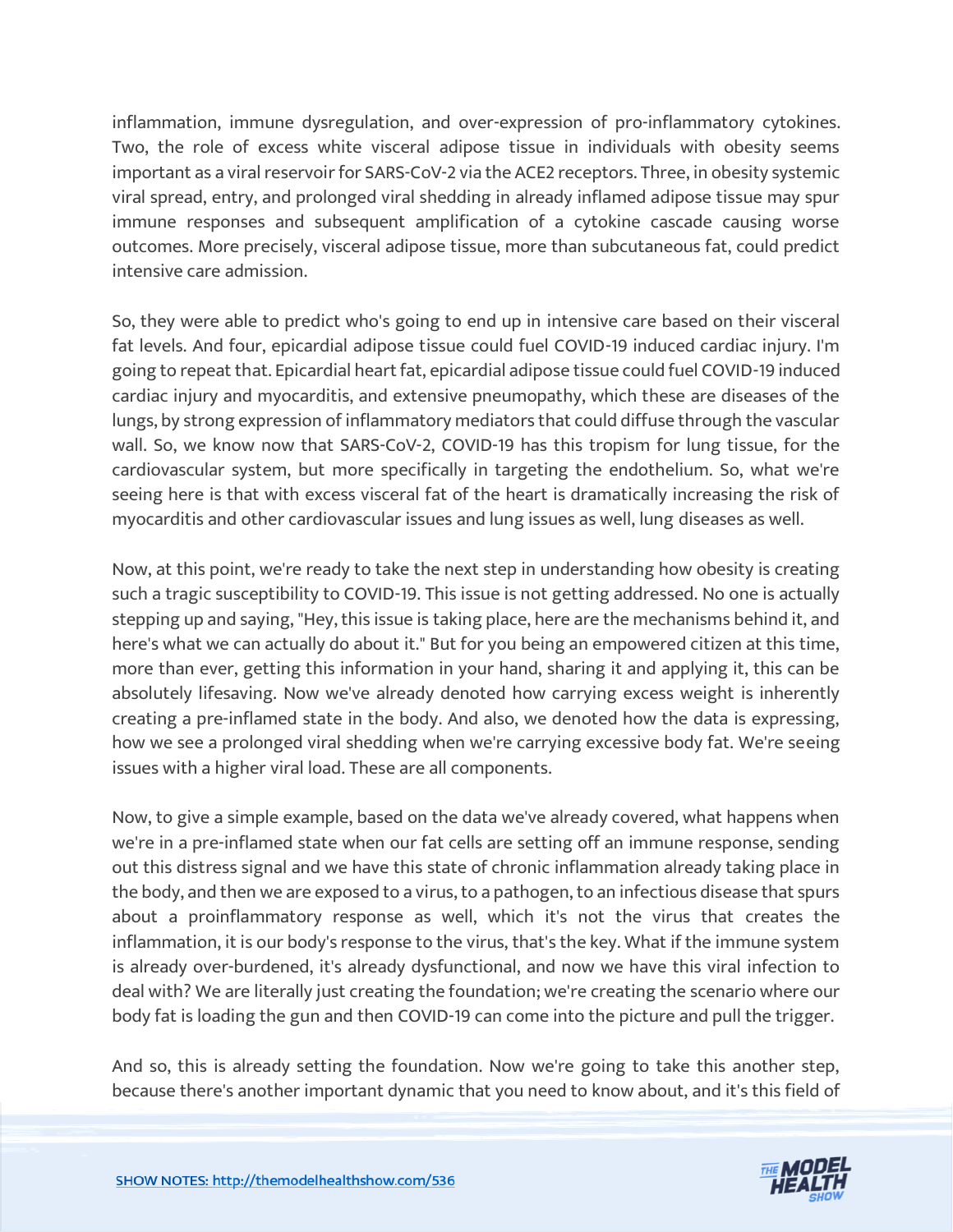inflammation, immune dysregulation, and over-expression of pro-inflammatory cytokines. Two, the role of excess white visceral adipose tissue in individuals with obesity seems important as a viral reservoir for SARS-CoV-2 via the ACE2 receptors. Three, in obesity systemic viral spread, entry, and prolonged viral shedding in already inflamed adipose tissue may spur immune responses and subsequent amplification of a cytokine cascade causing worse outcomes. More precisely, visceral adipose tissue, more than subcutaneous fat, could predict intensive care admission.

So, they were able to predict who's going to end up in intensive care based on their visceral fat levels. And four, epicardial adipose tissue could fuel COVID-19 induced cardiac injury. I'm going to repeat that. Epicardial heart fat, epicardial adipose tissue could fuel COVID-19 induced cardiac injury and myocarditis, and extensive pneumopathy, which these are diseases of the lungs, by strong expression of inflammatory mediators that could diffuse through the vascular wall. So, we know now that SARS-CoV-2, COVID-19 has this tropism for lung tissue, for the cardiovascular system, but more specifically in targeting the endothelium. So, what we're seeing here is that with excess visceral fat of the heart is dramatically increasing the risk of myocarditis and other cardiovascular issues and lung issues as well, lung diseases as well.

Now, at this point, we're ready to take the next step in understanding how obesity is creating such a tragic susceptibility to COVID-19. This issue is not getting addressed. No one is actually stepping up and saying, "Hey, this issue is taking place, here are the mechanisms behind it, and here's what we can actually do about it." But for you being an empowered citizen at this time, more than ever, getting this information in your hand, sharing it and applying it, this can be absolutely lifesaving. Now we've already denoted how carrying excess weight is inherently creating a pre-inflamed state in the body. And also, we denoted how the data is expressing, how we see a prolonged viral shedding when we're carrying excessive body fat. We're seeing issues with a higher viral load. These are all components.

Now, to give a simple example, based on the data we've already covered, what happens when we're in a pre-inflamed state when our fat cells are setting off an immune response, sending out this distress signal and we have this state of chronic inflammation already taking place in the body, and then we are exposed to a virus, to a pathogen, to an infectious disease that spurs about a proinflammatory response as well, which it's not the virus that creates the inflammation, it is our body's response to the virus, that's the key. What if the immune system is already over-burdened, it's already dysfunctional, and now we have this viral infection to deal with? We are literally just creating the foundation; we're creating the scenario where our body fat is loading the gun and then COVID-19 can come into the picture and pull the trigger.

And so, this is already setting the foundation. Now we're going to take this another step, because there's another important dynamic that you need to know about, and it's this field of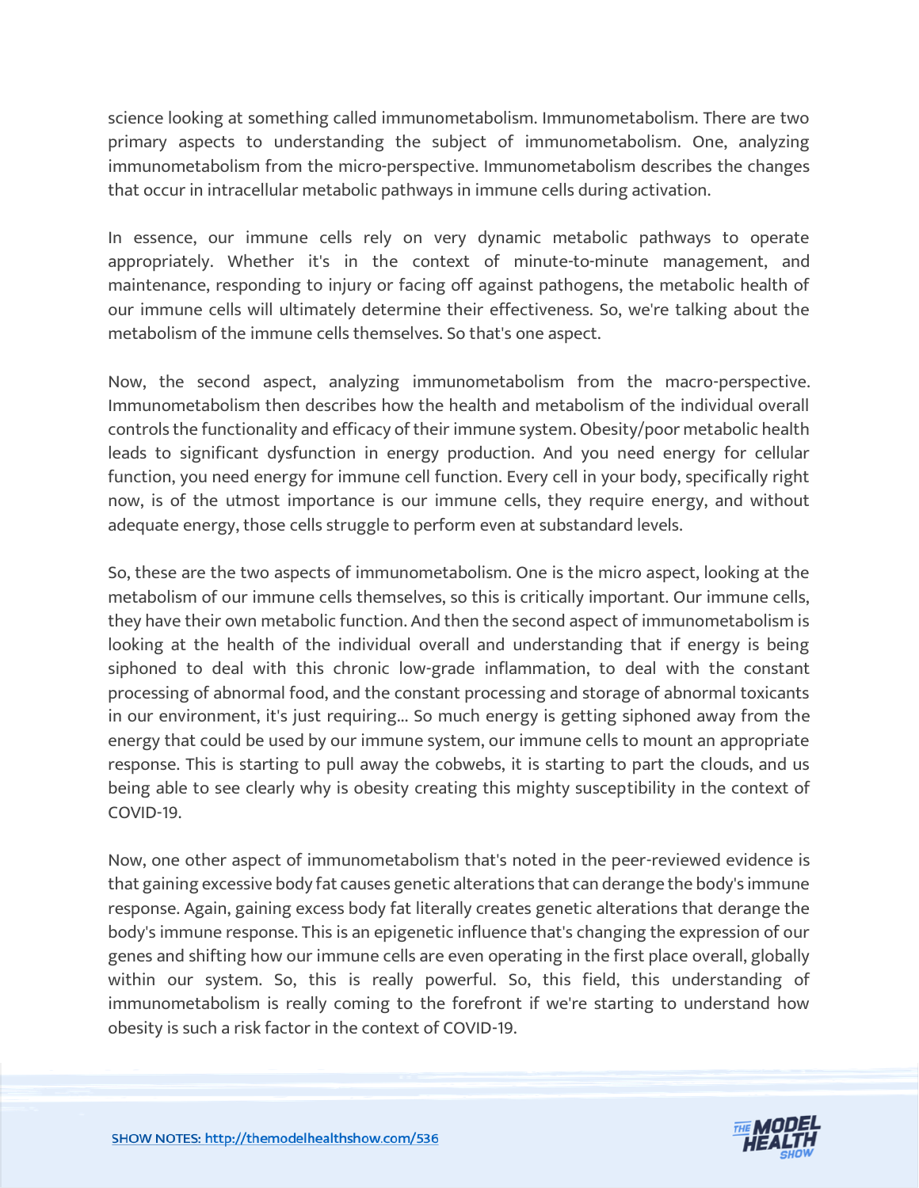science looking at something called immunometabolism. Immunometabolism. There are two primary aspects to understanding the subject of immunometabolism. One, analyzing immunometabolism from the micro-perspective. Immunometabolism describes the changes that occur in intracellular metabolic pathways in immune cells during activation.

In essence, our immune cells rely on very dynamic metabolic pathways to operate appropriately. Whether it's in the context of minute-to-minute management, and maintenance, responding to injury or facing off against pathogens, the metabolic health of our immune cells will ultimately determine their effectiveness. So, we're talking about the metabolism of the immune cells themselves. So that's one aspect.

Now, the second aspect, analyzing immunometabolism from the macro-perspective. Immunometabolism then describes how the health and metabolism of the individual overall controls the functionality and efficacy of their immune system. Obesity/poor metabolic health leads to significant dysfunction in energy production. And you need energy for cellular function, you need energy for immune cell function. Every cell in your body, specifically right now, is of the utmost importance is our immune cells, they require energy, and without adequate energy, those cells struggle to perform even at substandard levels.

So, these are the two aspects of immunometabolism. One is the micro aspect, looking at the metabolism of our immune cells themselves, so this is critically important. Our immune cells, they have their own metabolic function. And then the second aspect of immunometabolism is looking at the health of the individual overall and understanding that if energy is being siphoned to deal with this chronic low-grade inflammation, to deal with the constant processing of abnormal food, and the constant processing and storage of abnormal toxicants in our environment, it's just requiring... So much energy is getting siphoned away from the energy that could be used by our immune system, our immune cells to mount an appropriate response. This is starting to pull away the cobwebs, it is starting to part the clouds, and us being able to see clearly why is obesity creating this mighty susceptibility in the context of COVID-19.

Now, one other aspect of immunometabolism that's noted in the peer-reviewed evidence is that gaining excessive body fat causes genetic alterations that can derange the body's immune response. Again, gaining excess body fat literally creates genetic alterations that derange the body's immune response. This is an epigenetic influence that's changing the expression of our genes and shifting how our immune cells are even operating in the first place overall, globally within our system. So, this is really powerful. So, this field, this understanding of immunometabolism is really coming to the forefront if we're starting to understand how obesity is such a risk factor in the context of COVID-19.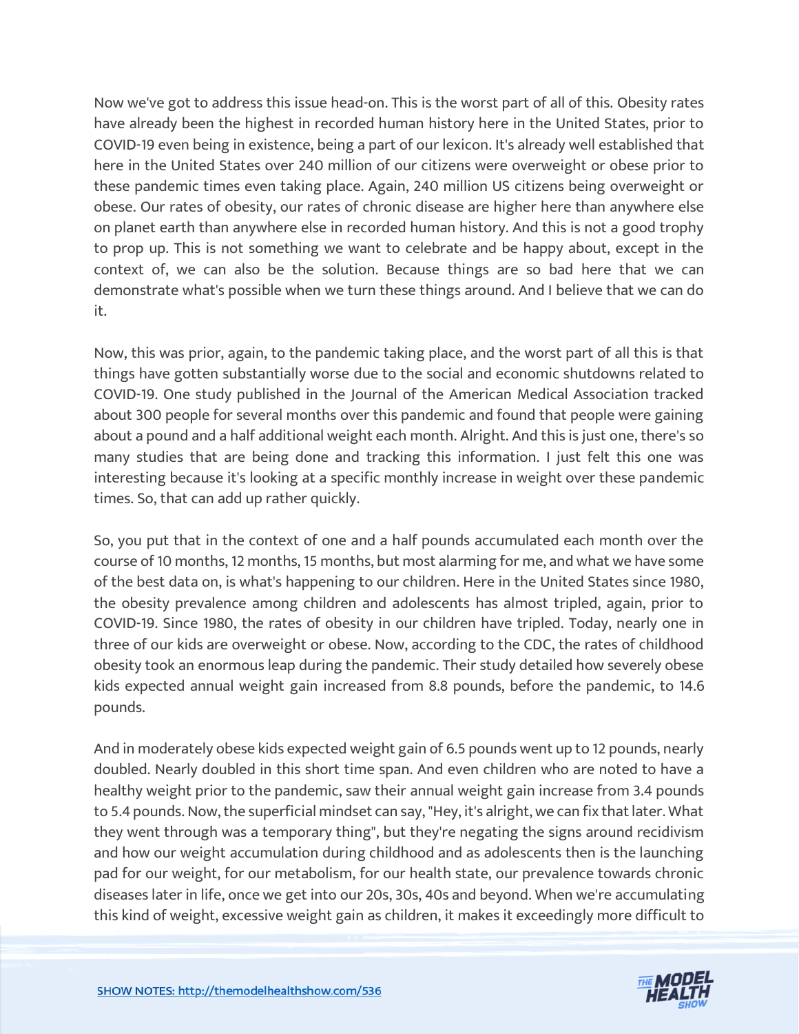Now we've got to address this issue head-on. This is the worst part of all of this. Obesity rates have already been the highest in recorded human history here in the United States, prior to COVID-19 even being in existence, being a part of our lexicon. It's already well established that here in the United States over 240 million of our citizens were overweight or obese prior to these pandemic times even taking place. Again, 240 million US citizens being overweight or obese. Our rates of obesity, our rates of chronic disease are higher here than anywhere else on planet earth than anywhere else in recorded human history. And this is not a good trophy to prop up. This is not something we want to celebrate and be happy about, except in the context of, we can also be the solution. Because things are so bad here that we can demonstrate what's possible when we turn these things around. And I believe that we can do it.

Now, this was prior, again, to the pandemic taking place, and the worst part of all this is that things have gotten substantially worse due to the social and economic shutdowns related to COVID-19. One study published in the Journal of the American Medical Association tracked about 300 people for several months over this pandemic and found that people were gaining about a pound and a half additional weight each month. Alright. And this is just one, there's so many studies that are being done and tracking this information. I just felt this one was interesting because it's looking at a specific monthly increase in weight over these pandemic times. So, that can add up rather quickly.

So, you put that in the context of one and a half pounds accumulated each month over the course of 10 months, 12 months, 15 months, but most alarming for me, and what we have some of the best data on, is what's happening to our children. Here in the United States since 1980, the obesity prevalence among children and adolescents has almost tripled, again, prior to COVID-19. Since 1980, the rates of obesity in our children have tripled. Today, nearly one in three of our kids are overweight or obese. Now, according to the CDC, the rates of childhood obesity took an enormous leap during the pandemic. Their study detailed how severely obese kids expected annual weight gain increased from 8.8 pounds, before the pandemic, to 14.6 pounds.

And in moderately obese kids expected weight gain of 6.5 pounds went up to 12 pounds, nearly doubled. Nearly doubled in this short time span. And even children who are noted to have a healthy weight prior to the pandemic, saw their annual weight gain increase from 3.4 pounds to 5.4 pounds. Now, the superficial mindset can say, "Hey, it's alright, we can fix that later. What they went through was a temporary thing", but they're negating the signs around recidivism and how our weight accumulation during childhood and as adolescents then is the launching pad for our weight, for our metabolism, for our health state, our prevalence towards chronic diseases later in life, once we get into our 20s, 30s, 40s and beyond. When we're accumulating this kind of weight, excessive weight gain as children, it makes it exceedingly more difficult to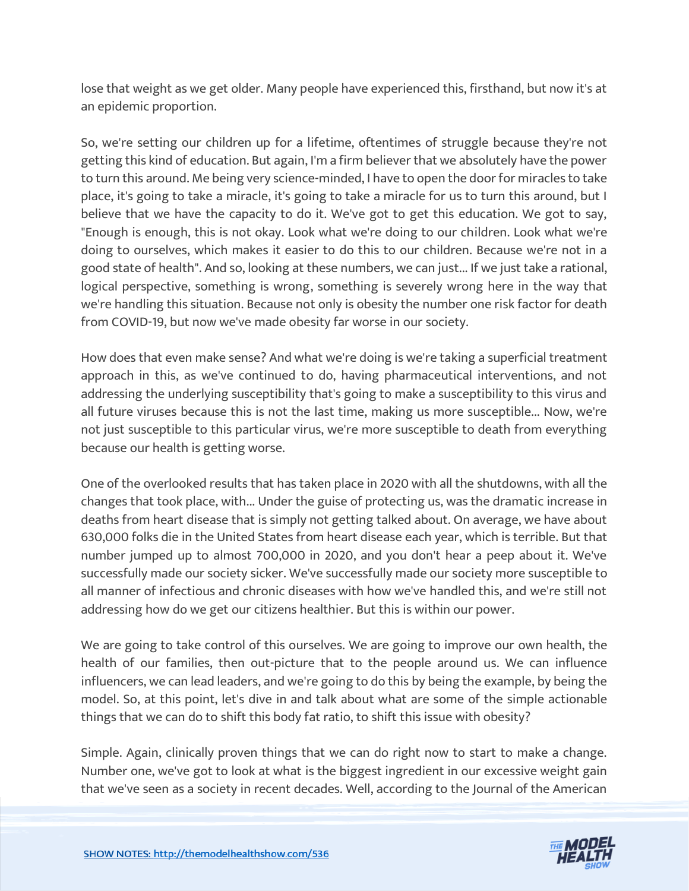lose that weight as we get older. Many people have experienced this, firsthand, but now it's at an epidemic proportion.

So, we're setting our children up for a lifetime, oftentimes of struggle because they're not getting this kind of education. But again, I'm a firm believer that we absolutely have the power to turn this around. Me being very science-minded, I have to open the door for miracles to take place, it's going to take a miracle, it's going to take a miracle for us to turn this around, but I believe that we have the capacity to do it. We've got to get this education. We got to say, "Enough is enough, this is not okay. Look what we're doing to our children. Look what we're doing to ourselves, which makes it easier to do this to our children. Because we're not in a good state of health". And so, looking at these numbers, we can just... If we just take a rational, logical perspective, something is wrong, something is severely wrong here in the way that we're handling this situation. Because not only is obesity the number one risk factor for death from COVID-19, but now we've made obesity far worse in our society.

How does that even make sense? And what we're doing is we're taking a superficial treatment approach in this, as we've continued to do, having pharmaceutical interventions, and not addressing the underlying susceptibility that's going to make a susceptibility to this virus and all future viruses because this is not the last time, making us more susceptible... Now, we're not just susceptible to this particular virus, we're more susceptible to death from everything because our health is getting worse.

One of the overlooked results that has taken place in 2020 with all the shutdowns, with all the changes that took place, with... Under the guise of protecting us, was the dramatic increase in deaths from heart disease that is simply not getting talked about. On average, we have about 630,000 folks die in the United States from heart disease each year, which is terrible. But that number jumped up to almost 700,000 in 2020, and you don't hear a peep about it. We've successfully made our society sicker. We've successfully made our society more susceptible to all manner of infectious and chronic diseases with how we've handled this, and we're still not addressing how do we get our citizens healthier. But this is within our power.

We are going to take control of this ourselves. We are going to improve our own health, the health of our families, then out-picture that to the people around us. We can influence influencers, we can lead leaders, and we're going to do this by being the example, by being the model. So, at this point, let's dive in and talk about what are some of the simple actionable things that we can do to shift this body fat ratio, to shift this issue with obesity?

Simple. Again, clinically proven things that we can do right now to start to make a change. Number one, we've got to look at what is the biggest ingredient in our excessive weight gain that we've seen as a society in recent decades. Well, according to the Journal of the American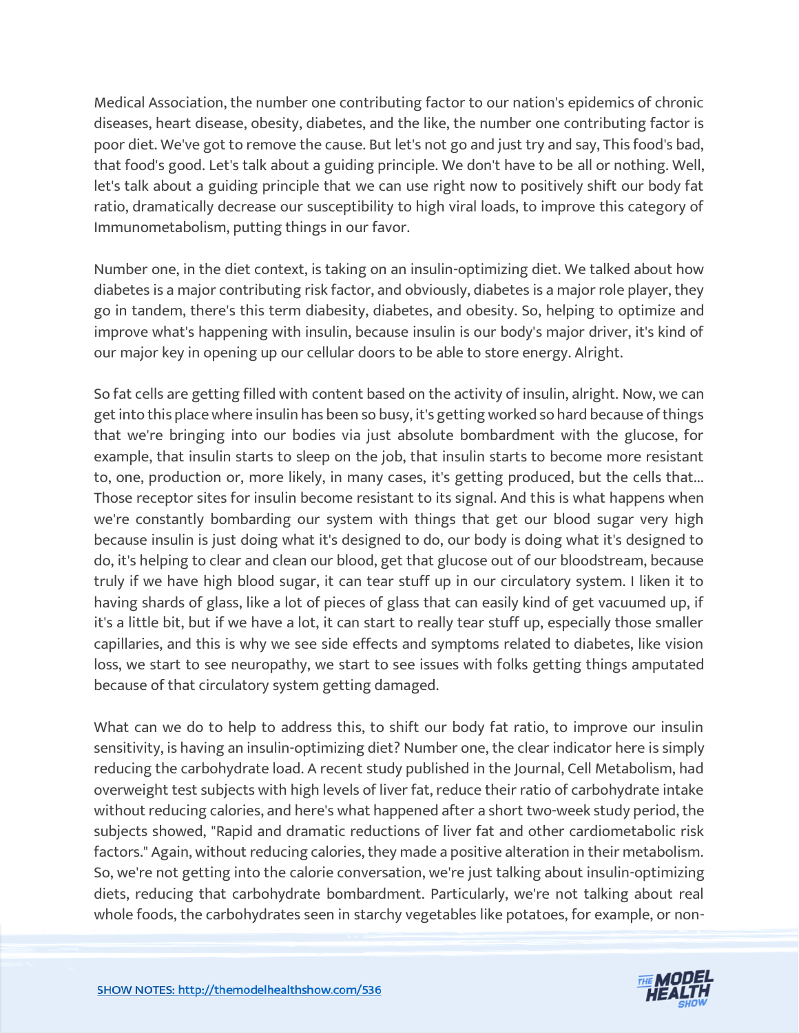Medical Association, the number one contributing factor to our nation's epidemics of chronic diseases, heart disease, obesity, diabetes, and the like, the number one contributing factor is poor diet. We've got to remove the cause. But let's not go and just try and say, This food's bad, that food's good. Let's talk about a guiding principle. We don't have to be all or nothing. Well, let's talk about a guiding principle that we can use right now to positively shift our body fat ratio, dramatically decrease our susceptibility to high viral loads, to improve this category of Immunometabolism, putting things in our favor.

Number one, in the diet context, is taking on an insulin-optimizing diet. We talked about how diabetes is a major contributing risk factor, and obviously, diabetes is a major role player, they go in tandem, there's this term diabesity, diabetes, and obesity. So, helping to optimize and improve what's happening with insulin, because insulin is our body's major driver, it's kind of our major key in opening up our cellular doors to be able to store energy. Alright.

So fat cells are getting filled with content based on the activity of insulin, alright. Now, we can get into this place where insulin has been so busy, it's getting worked so hard because of things that we're bringing into our bodies via just absolute bombardment with the glucose, for example, that insulin starts to sleep on the job, that insulin starts to become more resistant to, one, production or, more likely, in many cases, it's getting produced, but the cells that... Those receptor sites for insulin become resistant to its signal. And this is what happens when we're constantly bombarding our system with things that get our blood sugar very high because insulin is just doing what it's designed to do, our body is doing what it's designed to do, it's helping to clear and clean our blood, get that glucose out of our bloodstream, because truly if we have high blood sugar, it can tear stuff up in our circulatory system. I liken it to having shards of glass, like a lot of pieces of glass that can easily kind of get vacuumed up, if it's a little bit, but if we have a lot, it can start to really tear stuff up, especially those smaller capillaries, and this is why we see side effects and symptoms related to diabetes, like vision loss, we start to see neuropathy, we start to see issues with folks getting things amputated because of that circulatory system getting damaged.

What can we do to help to address this, to shift our body fat ratio, to improve our insulin sensitivity, is having an insulin-optimizing diet? Number one, the clear indicator here is simply reducing the carbohydrate load. A recent study published in the Journal, Cell Metabolism, had overweight test subjects with high levels of liver fat, reduce their ratio of carbohydrate intake without reducing calories, and here's what happened after a short two-week study period, the subjects showed, "Rapid and dramatic reductions of liver fat and other cardiometabolic risk factors." Again, without reducing calories, they made a positive alteration in their metabolism. So, we're not getting into the calorie conversation, we're just talking about insulin-optimizing diets, reducing that carbohydrate bombardment. Particularly, we're not talking about real whole foods, the carbohydrates seen in starchy vegetables like potatoes, for example, or non-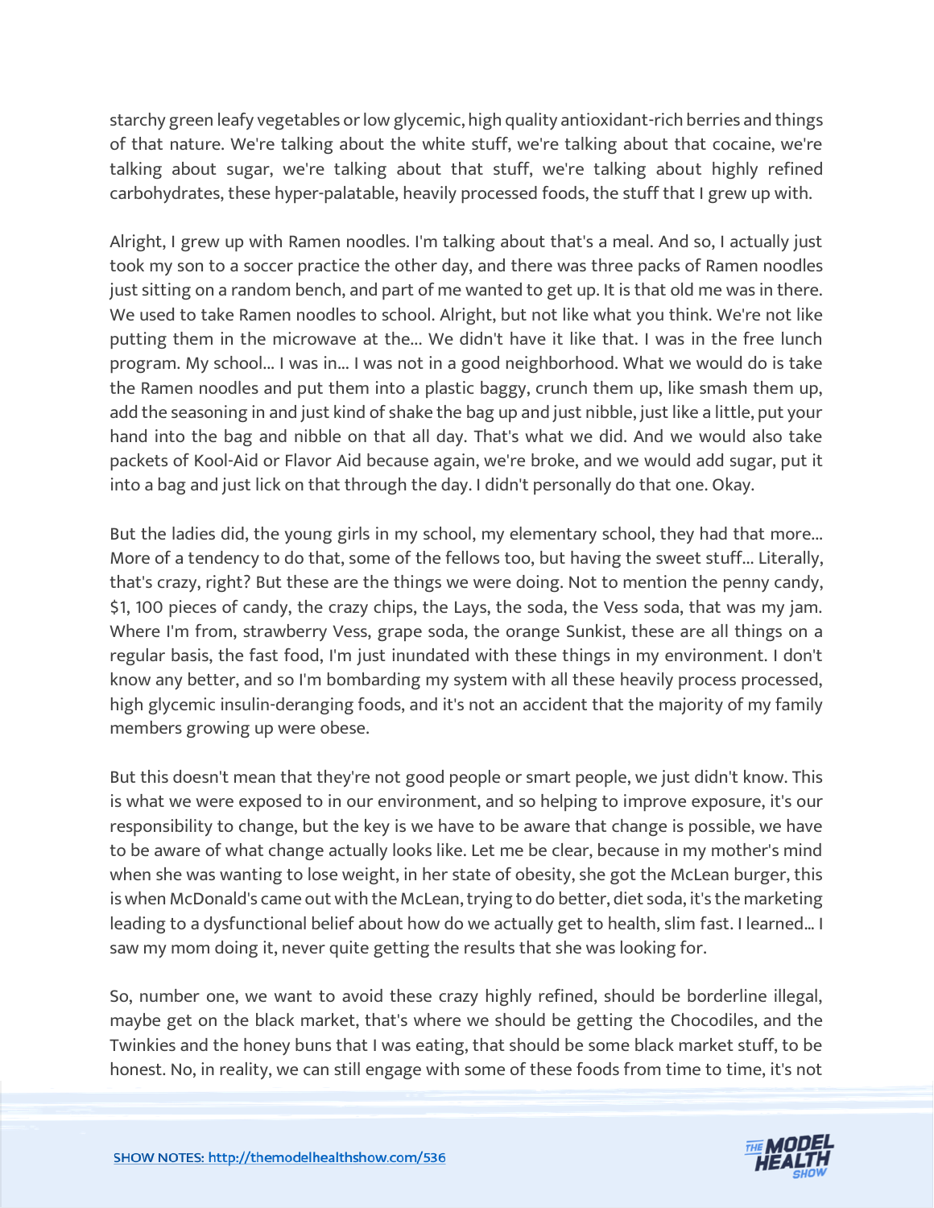starchy green leafy vegetables or low glycemic, high quality antioxidant-rich berries and things of that nature. We're talking about the white stuff, we're talking about that cocaine, we're talking about sugar, we're talking about that stuff, we're talking about highly refined carbohydrates, these hyper-palatable, heavily processed foods, the stuff that I grew up with.

Alright, I grew up with Ramen noodles. I'm talking about that's a meal. And so, I actually just took my son to a soccer practice the other day, and there was three packs of Ramen noodles just sitting on a random bench, and part of me wanted to get up. It is that old me was in there. We used to take Ramen noodles to school. Alright, but not like what you think. We're not like putting them in the microwave at the... We didn't have it like that. I was in the free lunch program. My school... I was in... I was not in a good neighborhood. What we would do is take the Ramen noodles and put them into a plastic baggy, crunch them up, like smash them up, add the seasoning in and just kind of shake the bag up and just nibble, just like a little, put your hand into the bag and nibble on that all day. That's what we did. And we would also take packets of Kool-Aid or Flavor Aid because again, we're broke, and we would add sugar, put it into a bag and just lick on that through the day. I didn't personally do that one. Okay.

But the ladies did, the young girls in my school, my elementary school, they had that more... More of a tendency to do that, some of the fellows too, but having the sweet stuff... Literally, that's crazy, right? But these are the things we were doing. Not to mention the penny candy, $1, 100 pieces of candy, the crazy chips, the Lays, the soda, the Vess soda, that was my jam. Where I'm from, strawberry Vess, grape soda, the orange Sunkist, these are all things on a regular basis, the fast food, I'm just inundated with these things in my environment. I don't know any better, and so I'm bombarding my system with all these heavily process processed, high glycemic insulin-deranging foods, and it's not an accident that the majority of my family members growing up were obese.

But this doesn't mean that they're not good people or smart people, we just didn't know. This is what we were exposed to in our environment, and so helping to improve exposure, it's our responsibility to change, but the key is we have to be aware that change is possible, we have to be aware of what change actually looks like. Let me be clear, because in my mother's mind when she was wanting to lose weight, in her state of obesity, she got the McLean burger, this is when McDonald's came out with the McLean, trying to do better, diet soda, it's the marketing leading to a dysfunctional belief about how do we actually get to health, slim fast. I learned... I saw my mom doing it, never quite getting the results that she was looking for.

So, number one, we want to avoid these crazy highly refined, should be borderline illegal, maybe get on the black market, that's where we should be getting the Chocodiles, and the Twinkies and the honey buns that I was eating, that should be some black market stuff, to be honest. No, in reality, we can still engage with some of these foods from time to time, it's not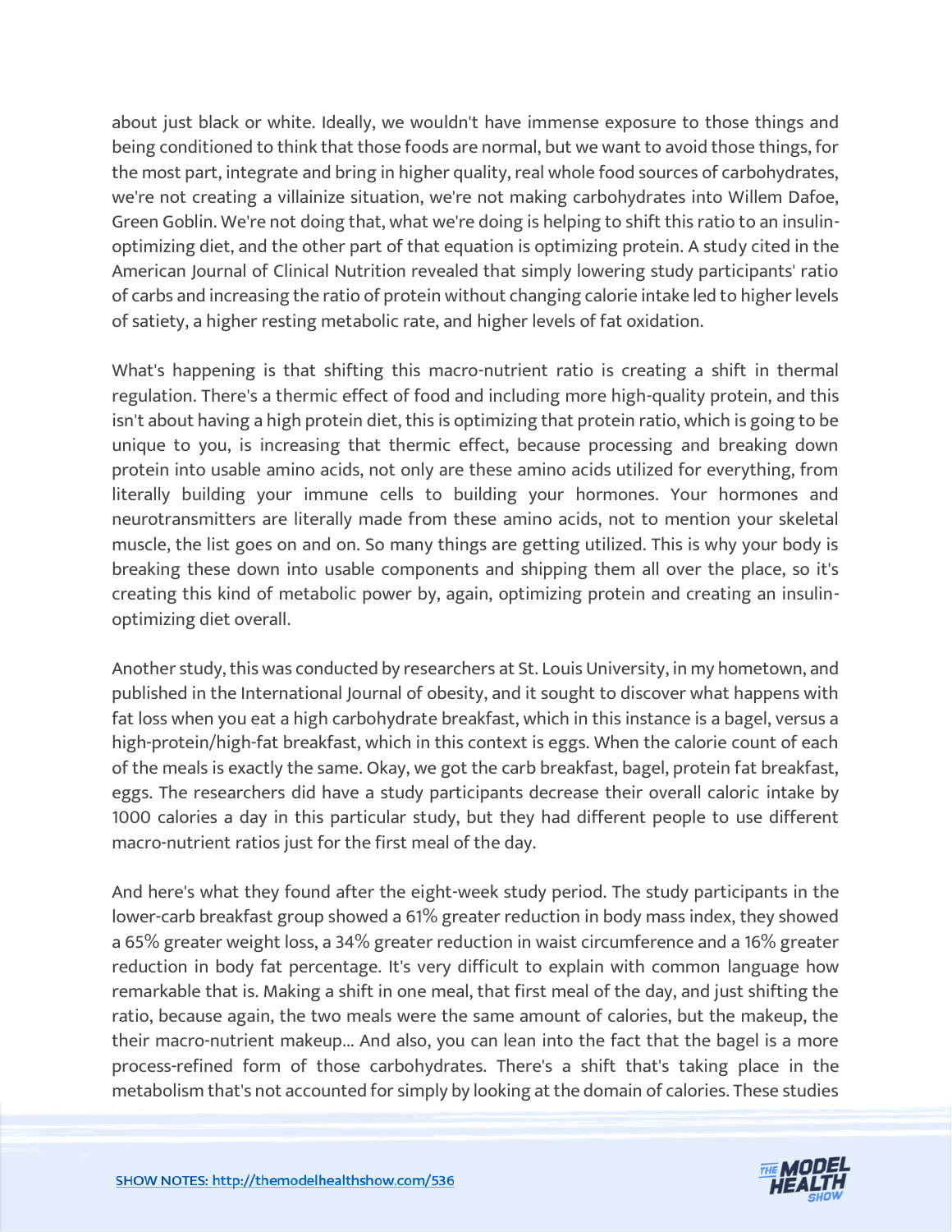about just black or white. Ideally, we wouldn't have immense exposure to those things and being conditioned to think that those foods are normal, but we want to avoid those things, for the most part, integrate and bring in higher quality, real whole food sources of carbohydrates, we're not creating a villainize situation, we're not making carbohydrates into Willem Dafoe, Green Goblin. We're not doing that, what we're doing is helping to shift this ratio to an insulin-optimizing diet, and the other part of that equation is optimizing protein. A study cited in the American Journal of Clinical Nutrition revealed that simply lowering study participants' ratio of carbs and increasing the ratio of protein without changing calorie intake led to higher levels of satiety, a higher resting metabolic rate, and higher levels of fat oxidation.

What's happening is that shifting this macro-nutrient ratio is creating a shift in thermal regulation. There's a thermic effect of food and including more high-quality protein, and this isn't about having a high protein diet, this is optimizing that protein ratio, which is going to be unique to you, is increasing that thermic effect, because processing and breaking down protein into usable amino acids, not only are these amino acids utilized for everything, from literally building your immune cells to building your hormones. Your hormones and neurotransmitters are literally made from these amino acids, not to mention your skeletal muscle, the list goes on and on. So many things are getting utilized. This is why your body is breaking these down into usable components and shipping them all over the place, so it's creating this kind of metabolic power by, again, optimizing protein and creating an insulin-optimizing diet overall.

Another study, this was conducted by researchers at St. Louis University, in my hometown, and published in the International Journal of obesity, and it sought to discover what happens with fat loss when you eat a high carbohydrate breakfast, which in this instance is a bagel, versus a high-protein/high-fat breakfast, which in this context is eggs. When the calorie count of each of the meals is exactly the same. Okay, we got the carb breakfast, bagel, protein fat breakfast, eggs. The researchers did have a study participants decrease their overall caloric intake by 1000 calories a day in this particular study, but they had different people to use different macro-nutrient ratios just for the first meal of the day.

And here's what they found after the eight-week study period. The study participants in the lower-carb breakfast group showed a 61% greater reduction in body mass index, they showed a 65% greater weight loss, a 34% greater reduction in waist circumference and a 16% greater reduction in body fat percentage. It's very difficult to explain with common language how remarkable that is. Making a shift in one meal, that first meal of the day, and just shifting the ratio, because again, the two meals were the same amount of calories, but the makeup, the their macro-nutrient makeup... And also, you can lean into the fact that the bagel is a more process-refined form of those carbohydrates. There's a shift that's taking place in the metabolism that's not accounted for simply by looking at the domain of calories. These studies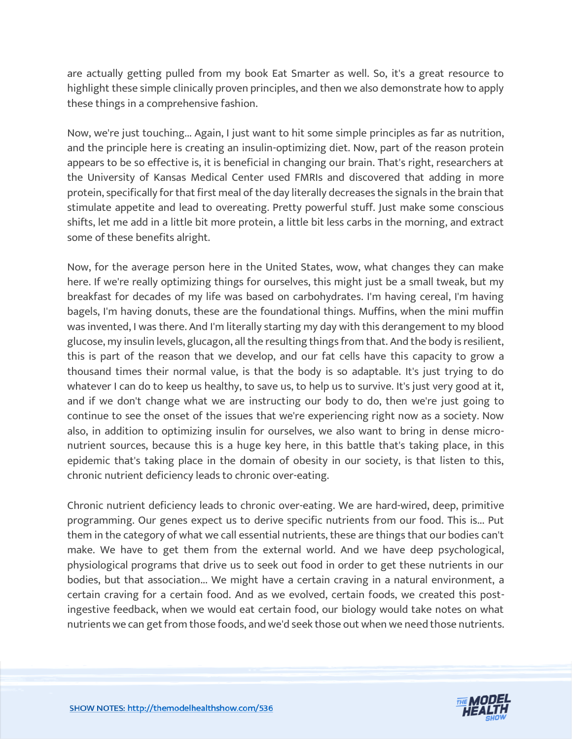are actually getting pulled from my book Eat Smarter as well. So, it's a great resource to highlight these simple clinically proven principles, and then we also demonstrate how to apply these things in a comprehensive fashion.

Now, we're just touching... Again, I just want to hit some simple principles as far as nutrition, and the principle here is creating an insulin-optimizing diet. Now, part of the reason protein appears to be so effective is, it is beneficial in changing our brain. That's right, researchers at the University of Kansas Medical Center used FMRIs and discovered that adding in more protein, specifically for that first meal of the day literally decreases the signals in the brain that stimulate appetite and lead to overeating. Pretty powerful stuff. Just make some conscious shifts, let me add in a little bit more protein, a little bit less carbs in the morning, and extract some of these benefits alright.

Now, for the average person here in the United States, wow, what changes they can make here. If we're really optimizing things for ourselves, this might just be a small tweak, but my breakfast for decades of my life was based on carbohydrates. I'm having cereal, I'm having bagels, I'm having donuts, these are the foundational things. Muffins, when the mini muffin was invented, I was there. And I'm literally starting my day with this derangement to my blood glucose, my insulin levels, glucagon, all the resulting things from that. And the body is resilient, this is part of the reason that we develop, and our fat cells have this capacity to grow a thousand times their normal value, is that the body is so adaptable. It's just trying to do whatever I can do to keep us healthy, to save us, to help us to survive. It's just very good at it, and if we don't change what we are instructing our body to do, then we're just going to continue to see the onset of the issues that we're experiencing right now as a society. Now also, in addition to optimizing insulin for ourselves, we also want to bring in dense micro-nutrient sources, because this is a huge key here, in this battle that's taking place, in this epidemic that's taking place in the domain of obesity in our society, is that listen to this, chronic nutrient deficiency leads to chronic over-eating.

Chronic nutrient deficiency leads to chronic over-eating. We are hard-wired, deep, primitive programming. Our genes expect us to derive specific nutrients from our food. This is... Put them in the category of what we call essential nutrients, these are things that our bodies can't make. We have to get them from the external world. And we have deep psychological, physiological programs that drive us to seek out food in order to get these nutrients in our bodies, but that association... We might have a certain craving in a natural environment, a certain craving for a certain food. And as we evolved, certain foods, we created this post-ingestive feedback, when we would eat certain food, our biology would take notes on what nutrients we can get from those foods, and we'd seek those out when we need those nutrients.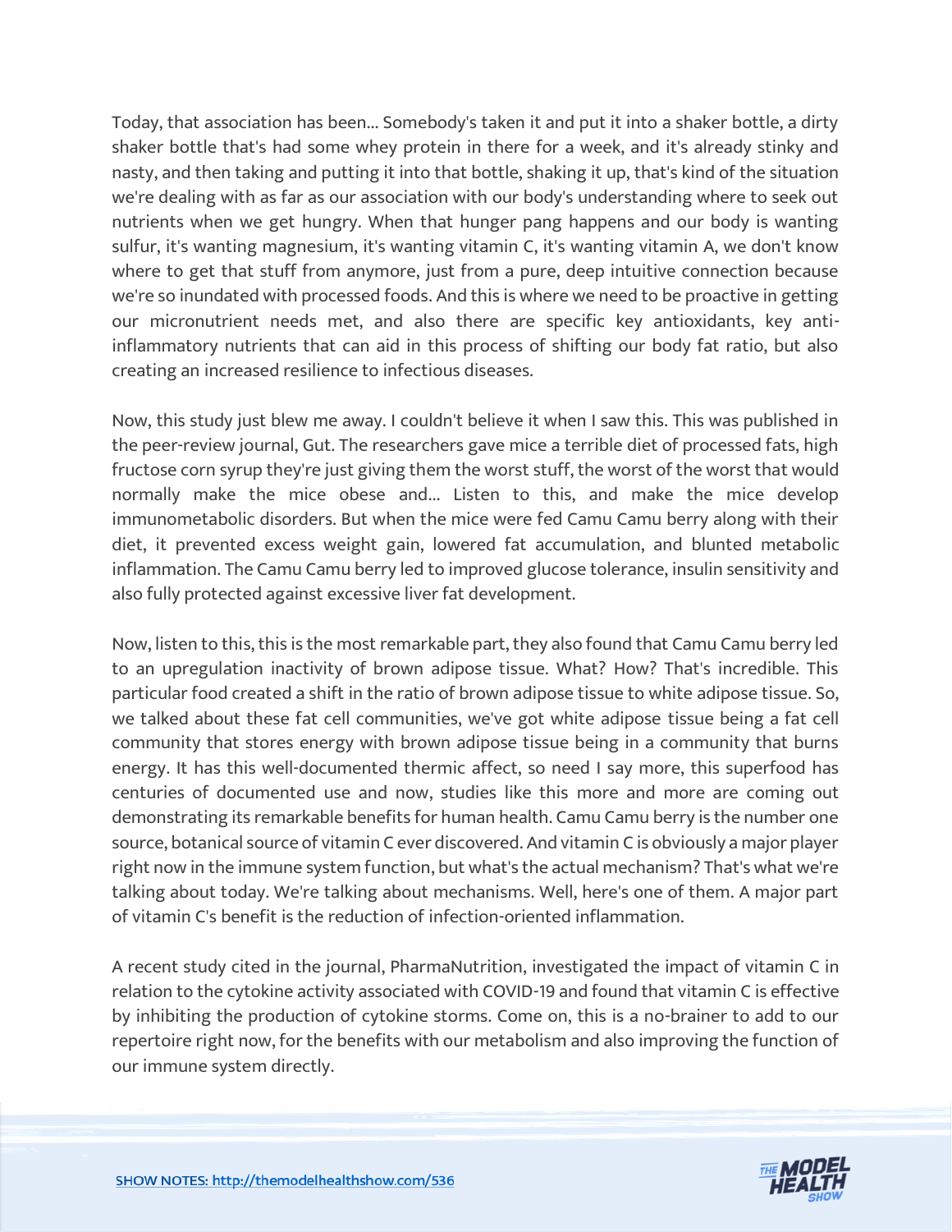Today, that association has been... Somebody's taken it and put it into a shaker bottle, a dirty shaker bottle that's had some whey protein in there for a week, and it's already stinky and nasty, and then taking and putting it into that bottle, shaking it up, that's kind of the situation we're dealing with as far as our association with our body's understanding where to seek out nutrients when we get hungry. When that hunger pang happens and our body is wanting sulfur, it's wanting magnesium, it's wanting vitamin C, it's wanting vitamin A, we don't know where to get that stuff from anymore, just from a pure, deep intuitive connection because we're so inundated with processed foods. And this is where we need to be proactive in getting our micronutrient needs met, and also there are specific key antioxidants, key anti-inflammatory nutrients that can aid in this process of shifting our body fat ratio, but also creating an increased resilience to infectious diseases.

Now, this study just blew me away. I couldn't believe it when I saw this. This was published in the peer-review journal, Gut. The researchers gave mice a terrible diet of processed fats, high fructose corn syrup they're just giving them the worst stuff, the worst of the worst that would normally make the mice obese and... Listen to this, and make the mice develop immunometabolic disorders. But when the mice were fed Camu Camu berry along with their diet, it prevented excess weight gain, lowered fat accumulation, and blunted metabolic inflammation. The Camu Camu berry led to improved glucose tolerance, insulin sensitivity and also fully protected against excessive liver fat development.

Now, listen to this, this is the most remarkable part, they also found that Camu Camu berry led to an upregulation inactivity of brown adipose tissue. What? How? That's incredible. This particular food created a shift in the ratio of brown adipose tissue to white adipose tissue. So, we talked about these fat cell communities, we've got white adipose tissue being a fat cell community that stores energy with brown adipose tissue being in a community that burns energy. It has this well-documented thermic affect, so need I say more, this superfood has centuries of documented use and now, studies like this more and more are coming out demonstrating its remarkable benefits for human health. Camu Camu berry is the number one source, botanical source of vitamin C ever discovered. And vitamin C is obviously a major player right now in the immune system function, but what's the actual mechanism? That's what we're talking about today. We're talking about mechanisms. Well, here's one of them. A major part of vitamin C's benefit is the reduction of infection-oriented inflammation.

A recent study cited in the journal, PharmaNutrition, investigated the impact of vitamin C in relation to the cytokine activity associated with COVID-19 and found that vitamin C is effective by inhibiting the production of cytokine storms. Come on, this is a no-brainer to add to our repertoire right now, for the benefits with our metabolism and also improving the function of our immune system directly.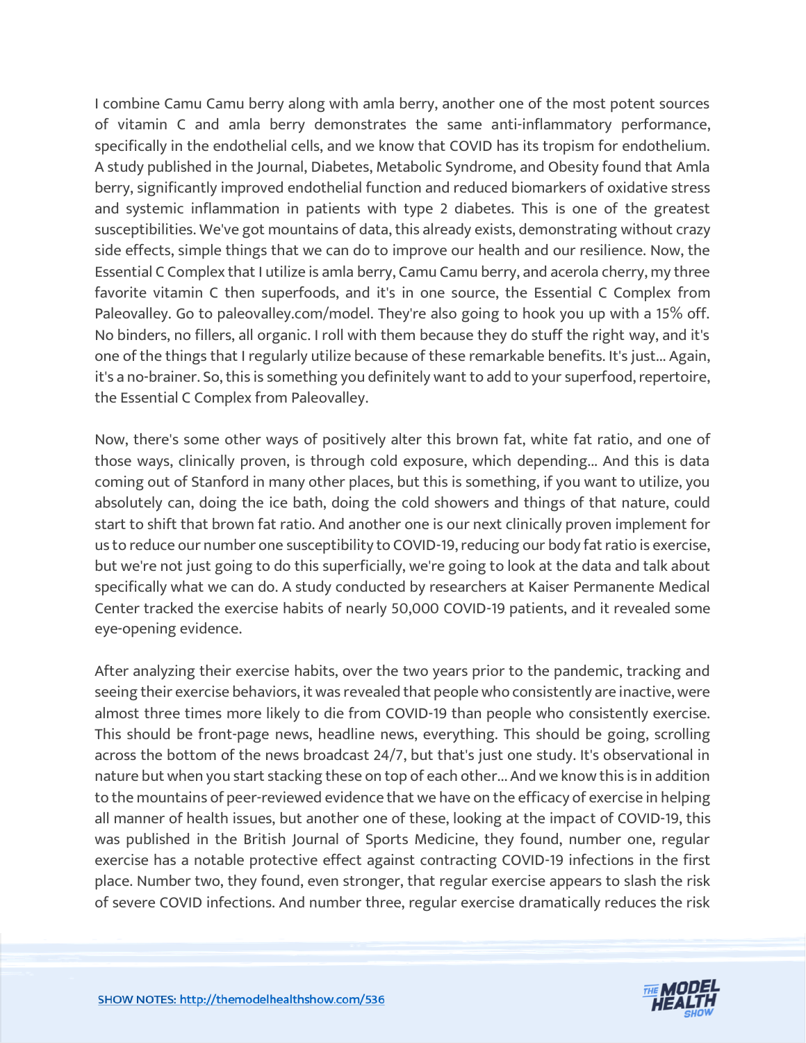I combine Camu Camu berry along with amla berry, another one of the most potent sources of vitamin C and amla berry demonstrates the same anti-inflammatory performance, specifically in the endothelial cells, and we know that COVID has its tropism for endothelium. A study published in the Journal, Diabetes, Metabolic Syndrome, and Obesity found that Amla berry, significantly improved endothelial function and reduced biomarkers of oxidative stress and systemic inflammation in patients with type 2 diabetes. This is one of the greatest susceptibilities. We've got mountains of data, this already exists, demonstrating without crazy side effects, simple things that we can do to improve our health and our resilience. Now, the Essential C Complex that I utilize is amla berry, Camu Camu berry, and acerola cherry, my three favorite vitamin C then superfoods, and it's in one source, the Essential C Complex from Paleovalley. Go to paleovalley.com/model. They're also going to hook you up with a 15% off. No binders, no fillers, all organic. I roll with them because they do stuff the right way, and it's one of the things that I regularly utilize because of these remarkable benefits. It's just... Again, it's a no-brainer. So, this is something you definitely want to add to your superfood, repertoire, the Essential C Complex from Paleovalley.

Now, there's some other ways of positively alter this brown fat, white fat ratio, and one of those ways, clinically proven, is through cold exposure, which depending... And this is data coming out of Stanford in many other places, but this is something, if you want to utilize, you absolutely can, doing the ice bath, doing the cold showers and things of that nature, could start to shift that brown fat ratio. And another one is our next clinically proven implement for us to reduce our number one susceptibility to COVID-19, reducing our body fat ratio is exercise, but we're not just going to do this superficially, we're going to look at the data and talk about specifically what we can do. A study conducted by researchers at Kaiser Permanente Medical Center tracked the exercise habits of nearly 50,000 COVID-19 patients, and it revealed some eye-opening evidence.

After analyzing their exercise habits, over the two years prior to the pandemic, tracking and seeing their exercise behaviors, it was revealed that people who consistently are inactive, were almost three times more likely to die from COVID-19 than people who consistently exercise. This should be front-page news, headline news, everything. This should be going, scrolling across the bottom of the news broadcast 24/7, but that's just one study. It's observational in nature but when you start stacking these on top of each other... And we know this is in addition to the mountains of peer-reviewed evidence that we have on the efficacy of exercise in helping all manner of health issues, but another one of these, looking at the impact of COVID-19, this was published in the British Journal of Sports Medicine, they found, number one, regular exercise has a notable protective effect against contracting COVID-19 infections in the first place. Number two, they found, even stronger, that regular exercise appears to slash the risk of severe COVID infections. And number three, regular exercise dramatically reduces the risk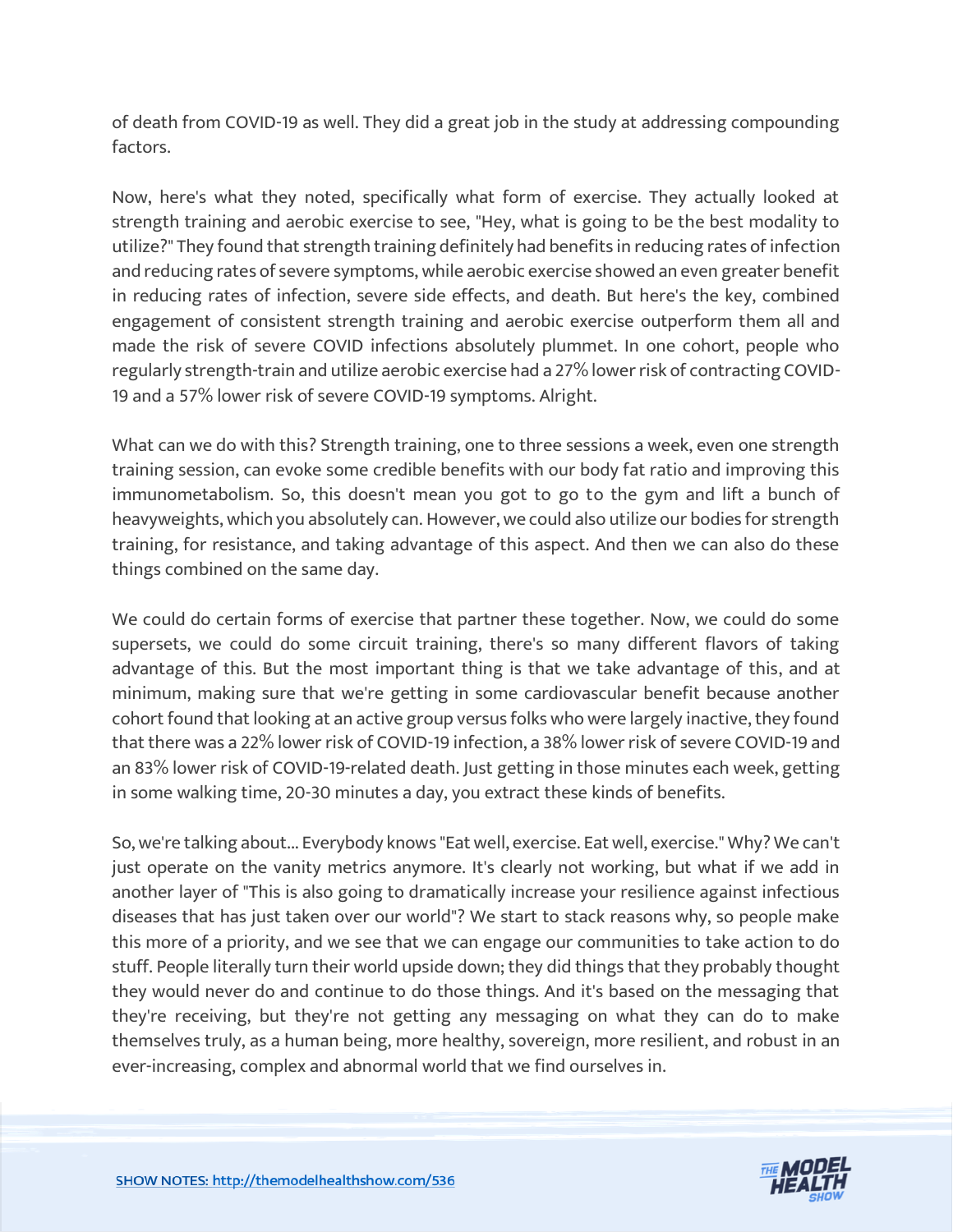of death from COVID-19 as well. They did a great job in the study at addressing compounding factors.

Now, here's what they noted, specifically what form of exercise. They actually looked at strength training and aerobic exercise to see, "Hey, what is going to be the best modality to utilize?" They found that strength training definitely had benefits in reducing rates of infection and reducing rates of severe symptoms, while aerobic exercise showed an even greater benefit in reducing rates of infection, severe side effects, and death. But here's the key, combined engagement of consistent strength training and aerobic exercise outperform them all and made the risk of severe COVID infections absolutely plummet. In one cohort, people who regularly strength-train and utilize aerobic exercise had a 27% lower risk of contracting COVID-19 and a 57% lower risk of severe COVID-19 symptoms. Alright.

What can we do with this? Strength training, one to three sessions a week, even one strength training session, can evoke some credible benefits with our body fat ratio and improving this immunometabolism. So, this doesn't mean you got to go to the gym and lift a bunch of heavyweights, which you absolutely can. However, we could also utilize our bodies for strength training, for resistance, and taking advantage of this aspect. And then we can also do these things combined on the same day.

We could do certain forms of exercise that partner these together. Now, we could do some supersets, we could do some circuit training, there's so many different flavors of taking advantage of this. But the most important thing is that we take advantage of this, and at minimum, making sure that we're getting in some cardiovascular benefit because another cohort found that looking at an active group versus folks who were largely inactive, they found that there was a 22% lower risk of COVID-19 infection, a 38% lower risk of severe COVID-19 and an 83% lower risk of COVID-19-related death. Just getting in those minutes each week, getting in some walking time, 20-30 minutes a day, you extract these kinds of benefits.

So, we're talking about... Everybody knows "Eat well, exercise. Eat well, exercise." Why? We can't just operate on the vanity metrics anymore. It's clearly not working, but what if we add in another layer of "This is also going to dramatically increase your resilience against infectious diseases that has just taken over our world"? We start to stack reasons why, so people make this more of a priority, and we see that we can engage our communities to take action to do stuff. People literally turn their world upside down; they did things that they probably thought they would never do and continue to do those things. And it's based on the messaging that they're receiving, but they're not getting any messaging on what they can do to make themselves truly, as a human being, more healthy, sovereign, more resilient, and robust in an ever-increasing, complex and abnormal world that we find ourselves in.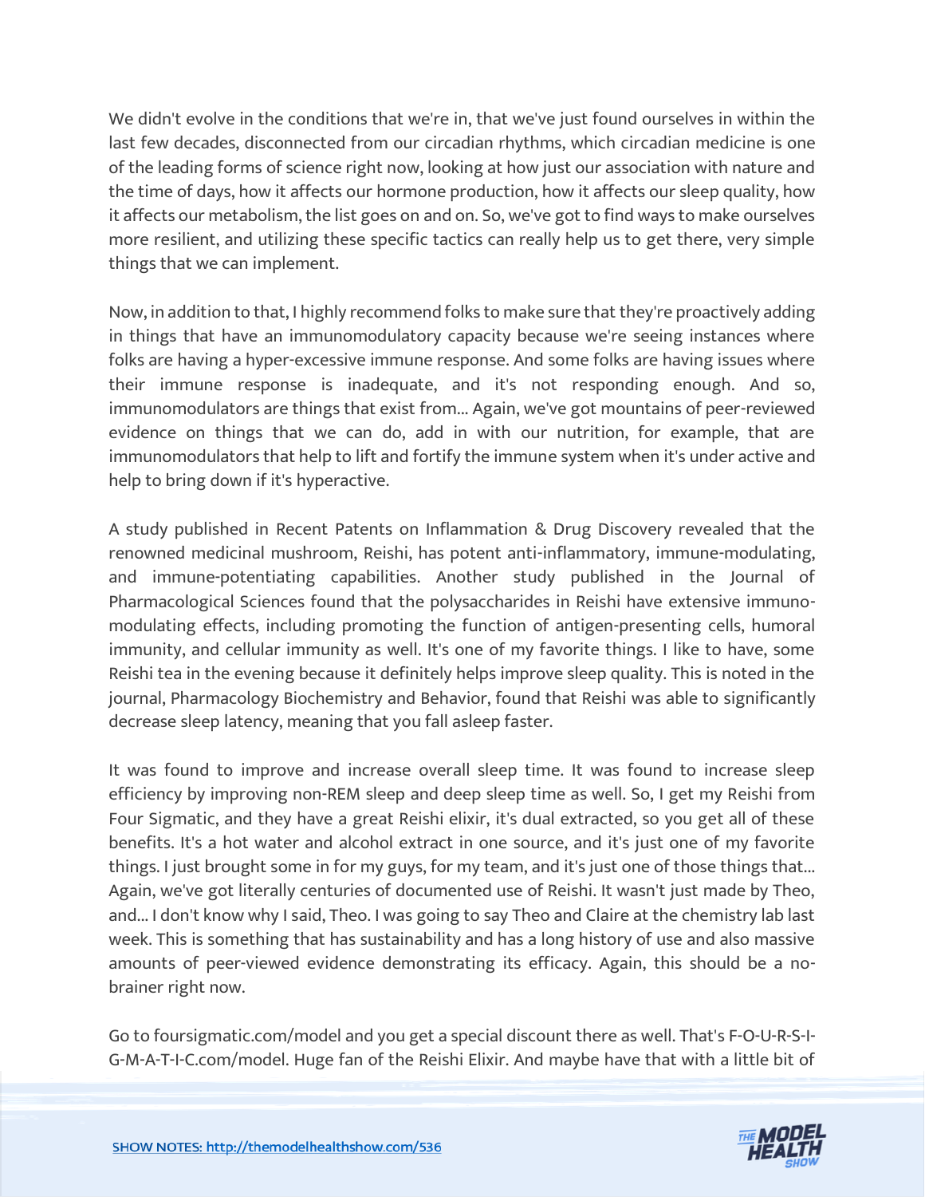We didn't evolve in the conditions that we're in, that we've just found ourselves in within the last few decades, disconnected from our circadian rhythms, which circadian medicine is one of the leading forms of science right now, looking at how just our association with nature and the time of days, how it affects our hormone production, how it affects our sleep quality, how it affects our metabolism, the list goes on and on. So, we've got to find ways to make ourselves more resilient, and utilizing these specific tactics can really help us to get there, very simple things that we can implement.

Now, in addition to that, I highly recommend folks to make sure that they're proactively adding in things that have an immunomodulatory capacity because we're seeing instances where folks are having a hyper-excessive immune response. And some folks are having issues where their immune response is inadequate, and it's not responding enough. And so, immunomodulators are things that exist from... Again, we've got mountains of peer-reviewed evidence on things that we can do, add in with our nutrition, for example, that are immunomodulators that help to lift and fortify the immune system when it's under active and help to bring down if it's hyperactive.

A study published in Recent Patents on Inflammation & Drug Discovery revealed that the renowned medicinal mushroom, Reishi, has potent anti-inflammatory, immune-modulating, and immune-potentiating capabilities. Another study published in the Journal of Pharmacological Sciences found that the polysaccharides in Reishi have extensive immuno-modulating effects, including promoting the function of antigen-presenting cells, humoral immunity, and cellular immunity as well. It's one of my favorite things. I like to have, some Reishi tea in the evening because it definitely helps improve sleep quality. This is noted in the journal, Pharmacology Biochemistry and Behavior, found that Reishi was able to significantly decrease sleep latency, meaning that you fall asleep faster.

It was found to improve and increase overall sleep time. It was found to increase sleep efficiency by improving non-REM sleep and deep sleep time as well. So, I get my Reishi from Four Sigmatic, and they have a great Reishi elixir, it's dual extracted, so you get all of these benefits. It's a hot water and alcohol extract in one source, and it's just one of my favorite things. I just brought some in for my guys, for my team, and it's just one of those things that... Again, we've got literally centuries of documented use of Reishi. It wasn't just made by Theo, and... I don't know why I said, Theo. I was going to say Theo and Claire at the chemistry lab last week. This is something that has sustainability and has a long history of use and also massive amounts of peer-viewed evidence demonstrating its efficacy. Again, this should be a no-brainer right now.

Go to foursigmatic.com/model and you get a special discount there as well. That's F-O-U-R-S-I-G-M-A-T-I-C.com/model. Huge fan of the Reishi Elixir. And maybe have that with a little bit of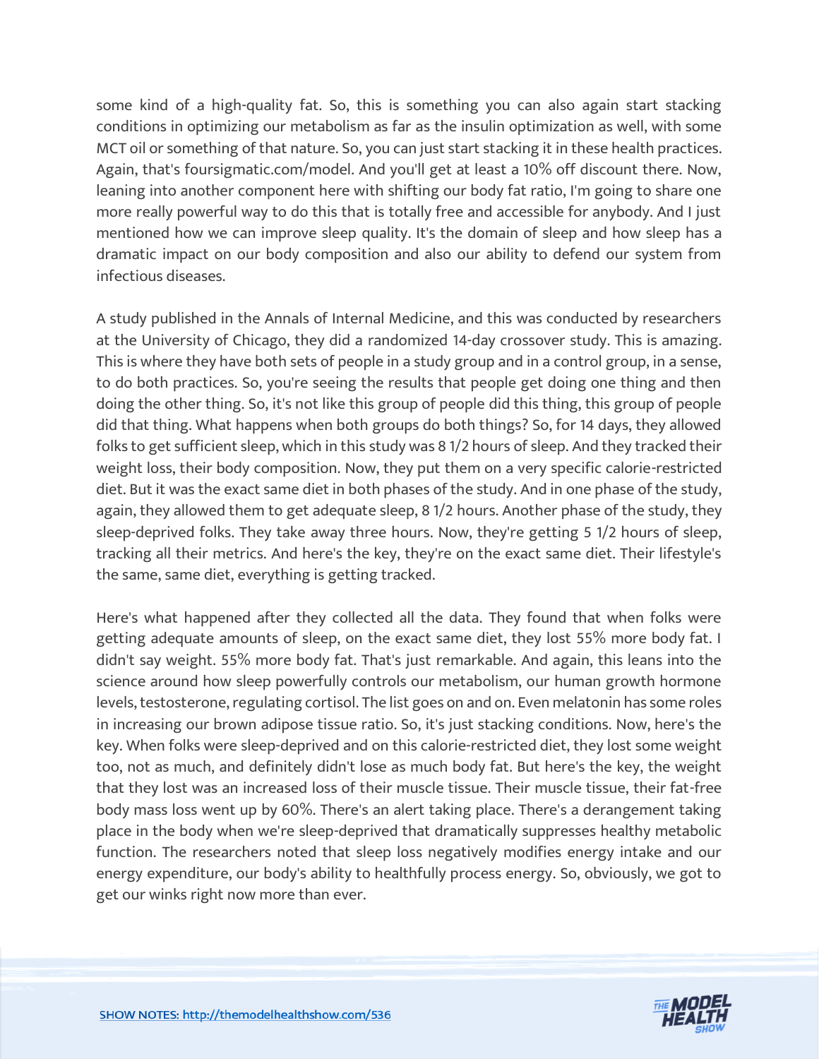some kind of a high-quality fat. So, this is something you can also again start stacking conditions in optimizing our metabolism as far as the insulin optimization as well, with some MCT oil or something of that nature. So, you can just start stacking it in these health practices. Again, that's foursigmatic.com/model. And you'll get at least a 10% off discount there. Now, leaning into another component here with shifting our body fat ratio, I'm going to share one more really powerful way to do this that is totally free and accessible for anybody. And I just mentioned how we can improve sleep quality. It's the domain of sleep and how sleep has a dramatic impact on our body composition and also our ability to defend our system from infectious diseases.

A study published in the Annals of Internal Medicine, and this was conducted by researchers at the University of Chicago, they did a randomized 14-day crossover study. This is amazing. This is where they have both sets of people in a study group and in a control group, in a sense, to do both practices. So, you're seeing the results that people get doing one thing and then doing the other thing. So, it's not like this group of people did this thing, this group of people did that thing. What happens when both groups do both things? So, for 14 days, they allowed folks to get sufficient sleep, which in this study was 8 1/2 hours of sleep. And they tracked their weight loss, their body composition. Now, they put them on a very specific calorie-restricted diet. But it was the exact same diet in both phases of the study. And in one phase of the study, again, they allowed them to get adequate sleep, 8 1/2 hours. Another phase of the study, they sleep-deprived folks. They take away three hours. Now, they're getting 5 1/2 hours of sleep, tracking all their metrics. And here's the key, they're on the exact same diet. Their lifestyle's the same, same diet, everything is getting tracked.

Here's what happened after they collected all the data. They found that when folks were getting adequate amounts of sleep, on the exact same diet, they lost 55% more body fat. I didn't say weight. 55% more body fat. That's just remarkable. And again, this leans into the science around how sleep powerfully controls our metabolism, our human growth hormone levels, testosterone, regulating cortisol. The list goes on and on. Even melatonin has some roles in increasing our brown adipose tissue ratio. So, it's just stacking conditions. Now, here's the key. When folks were sleep-deprived and on this calorie-restricted diet, they lost some weight too, not as much, and definitely didn't lose as much body fat. But here's the key, the weight that they lost was an increased loss of their muscle tissue. Their muscle tissue, their fat-free body mass loss went up by 60%. There's an alert taking place. There's a derangement taking place in the body when we're sleep-deprived that dramatically suppresses healthy metabolic function. The researchers noted that sleep loss negatively modifies energy intake and our energy expenditure, our body's ability to healthfully process energy. So, obviously, we got to get our winks right now more than ever.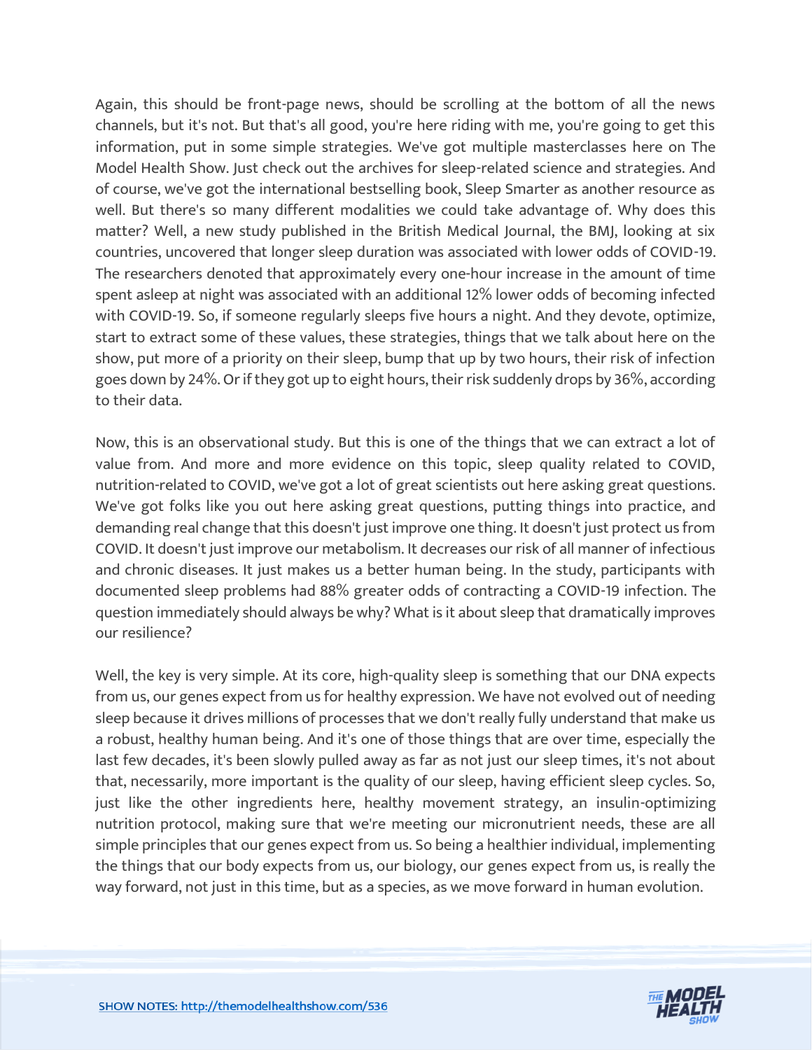Again, this should be front-page news, should be scrolling at the bottom of all the news channels, but it's not. But that's all good, you're here riding with me, you're going to get this information, put in some simple strategies. We've got multiple masterclasses here on The Model Health Show. Just check out the archives for sleep-related science and strategies. And of course, we've got the international bestselling book, Sleep Smarter as another resource as well. But there's so many different modalities we could take advantage of. Why does this matter? Well, a new study published in the British Medical Journal, the BMJ, looking at six countries, uncovered that longer sleep duration was associated with lower odds of COVID-19. The researchers denoted that approximately every one-hour increase in the amount of time spent asleep at night was associated with an additional 12% lower odds of becoming infected with COVID-19. So, if someone regularly sleeps five hours a night. And they devote, optimize, start to extract some of these values, these strategies, things that we talk about here on the show, put more of a priority on their sleep, bump that up by two hours, their risk of infection goes down by 24%. Or if they got up to eight hours, their risk suddenly drops by 36%, according to their data.

Now, this is an observational study. But this is one of the things that we can extract a lot of value from. And more and more evidence on this topic, sleep quality related to COVID, nutrition-related to COVID, we've got a lot of great scientists out here asking great questions. We've got folks like you out here asking great questions, putting things into practice, and demanding real change that this doesn't just improve one thing. It doesn't just protect us from COVID. It doesn't just improve our metabolism. It decreases our risk of all manner of infectious and chronic diseases. It just makes us a better human being. In the study, participants with documented sleep problems had 88% greater odds of contracting a COVID-19 infection. The question immediately should always be why? What is it about sleep that dramatically improves our resilience?

Well, the key is very simple. At its core, high-quality sleep is something that our DNA expects from us, our genes expect from us for healthy expression. We have not evolved out of needing sleep because it drives millions of processes that we don't really fully understand that make us a robust, healthy human being. And it's one of those things that are over time, especially the last few decades, it's been slowly pulled away as far as not just our sleep times, it's not about that, necessarily, more important is the quality of our sleep, having efficient sleep cycles. So, just like the other ingredients here, healthy movement strategy, an insulin-optimizing nutrition protocol, making sure that we're meeting our micronutrient needs, these are all simple principles that our genes expect from us. So being a healthier individual, implementing the things that our body expects from us, our biology, our genes expect from us, is really the way forward, not just in this time, but as a species, as we move forward in human evolution.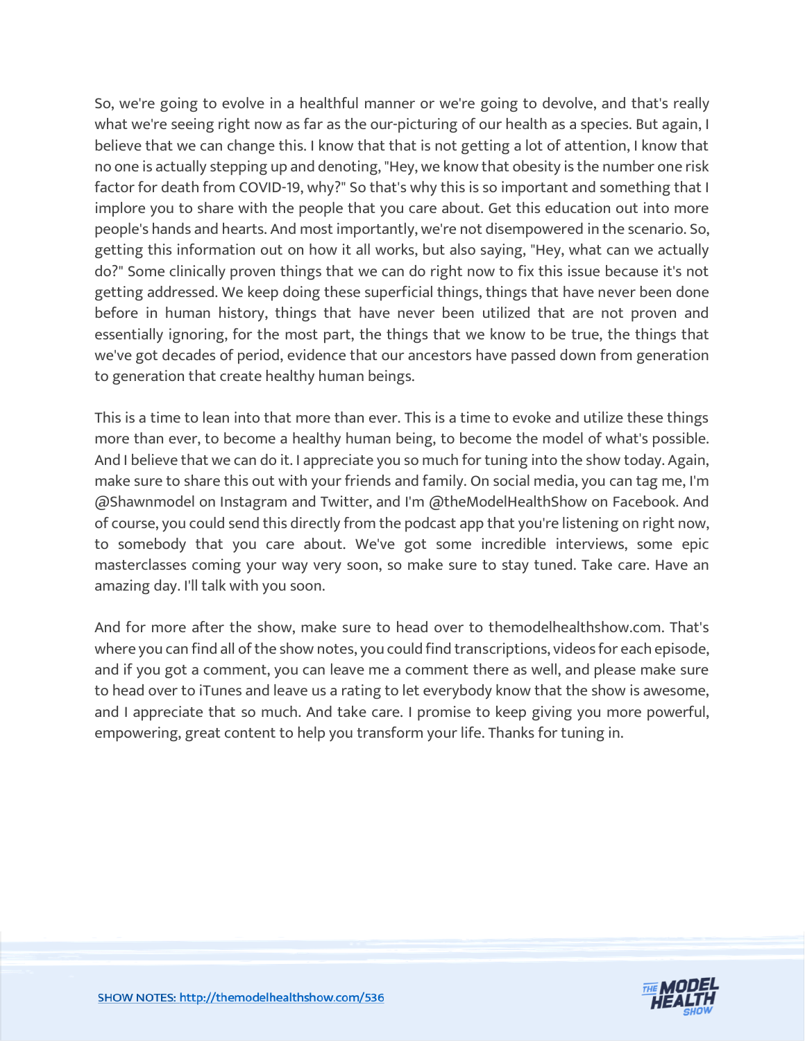So, we're going to evolve in a healthful manner or we're going to devolve, and that's really what we're seeing right now as far as the our-picturing of our health as a species. But again, I believe that we can change this. I know that that is not getting a lot of attention, I know that no one is actually stepping up and denoting, "Hey, we know that obesity is the number one risk factor for death from COVID-19, why?" So that's why this is so important and something that I implore you to share with the people that you care about. Get this education out into more people's hands and hearts. And most importantly, we're not disempowered in the scenario. So, getting this information out on how it all works, but also saying, "Hey, what can we actually do?" Some clinically proven things that we can do right now to fix this issue because it's not getting addressed. We keep doing these superficial things, things that have never been done before in human history, things that have never been utilized that are not proven and essentially ignoring, for the most part, the things that we know to be true, the things that we've got decades of period, evidence that our ancestors have passed down from generation to generation that create healthy human beings.

This is a time to lean into that more than ever. This is a time to evoke and utilize these things more than ever, to become a healthy human being, to become the model of what's possible. And I believe that we can do it. I appreciate you so much for tuning into the show today. Again, make sure to share this out with your friends and family. On social media, you can tag me, I'm @Shawnmodel on Instagram and Twitter, and I'm @theModelHealthShow on Facebook. And of course, you could send this directly from the podcast app that you're listening on right now, to somebody that you care about. We've got some incredible interviews, some epic masterclasses coming your way very soon, so make sure to stay tuned. Take care. Have an amazing day. I'll talk with you soon.

And for more after the show, make sure to head over to themodelhealthshow.com. That's where you can find all of the show notes, you could find transcriptions, videos for each episode, and if you got a comment, you can leave me a comment there as well, and please make sure to head over to iTunes and leave us a rating to let everybody know that the show is awesome, and I appreciate that so much. And take care. I promise to keep giving you more powerful, empowering, great content to help you transform your life. Thanks for tuning in.